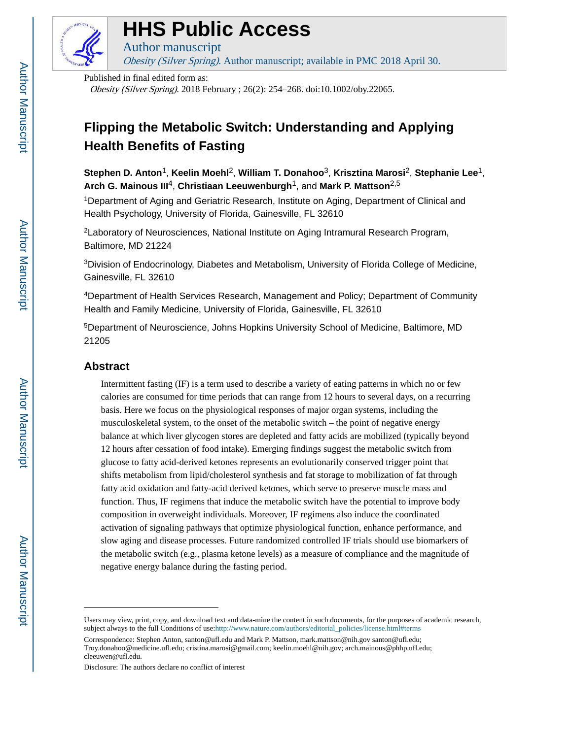# HHS Public Access

Author manuscript

*Obesity (Silver Spring)*. Author manuscript; available in PMC 2018 April 30.

Published in final edited form as:

*Obesity (Silver Spring)*. 2018 February ; 26(2): 254–268. doi:10.1002/oby.22065.

# Flipping the Metabolic Switch: Understanding and Applying Health Benefits of Fasting

**Stephen D. Anton**[1], **Keelin Moehl**[2], **William T. Donahoo**[3], **Krisztina Marosi**[2], **Stephanie Lee**[1], **Arch G. Mainous III**[4], **Christiaan Leeuwenburgh**[1], and **Mark P. Mattson**[2,5]

[1]Department of Aging and Geriatric Research, Institute on Aging, Department of Clinical and Health Psychology, University of Florida, Gainesville, FL 32610

[2]Laboratory of Neurosciences, National Institute on Aging Intramural Research Program, Baltimore, MD 21224

[3]Division of Endocrinology, Diabetes and Metabolism, University of Florida College of Medicine, Gainesville, FL 32610

[4]Department of Health Services Research, Management and Policy; Department of Community Health and Family Medicine, University of Florida, Gainesville, FL 32610

[5]Department of Neuroscience, Johns Hopkins University School of Medicine, Baltimore, MD 21205

## Abstract

Intermittent fasting (IF) is a term used to describe a variety of eating patterns in which no or few calories are consumed for time periods that can range from 12 hours to several days, on a recurring basis. Here we focus on the physiological responses of major organ systems, including the musculoskeletal system, to the onset of the metabolic switch – the point of negative energy balance at which liver glycogen stores are depleted and fatty acids are mobilized (typically beyond 12 hours after cessation of food intake). Emerging findings suggest the metabolic switch from glucose to fatty acid-derived ketones represents an evolutionarily conserved trigger point that shifts metabolism from lipid/cholesterol synthesis and fat storage to mobilization of fat through fatty acid oxidation and fatty-acid derived ketones, which serve to preserve muscle mass and function. Thus, IF regimens that induce the metabolic switch have the potential to improve body composition in overweight individuals. Moreover, IF regimens also induce the coordinated activation of signaling pathways that optimize physiological function, enhance performance, and slow aging and disease processes. Future randomized controlled IF trials should use biomarkers of the metabolic switch (e.g., plasma ketone levels) as a measure of compliance and the magnitude of negative energy balance during the fasting period.

---

Users may view, print, copy, and download text and data-mine the content in such documents, for the purposes of academic research, subject always to the full Conditions of use:http://www.nature.com/authors/editorial_policies/license.html#terms

Correspondence: Stephen Anton, santon@ufl.edu and Mark P. Mattson, mark.mattson@nih.gov santon@ufl.edu; Troy.donahoo@medicine.ufl.edu; cristina.marosi@gmail.com; keelin.moehl@nih.gov; arch.mainous@phhp.ufl.edu; cleeuwen@ufl.edu.

Disclosure: The authors declare no conflict of interest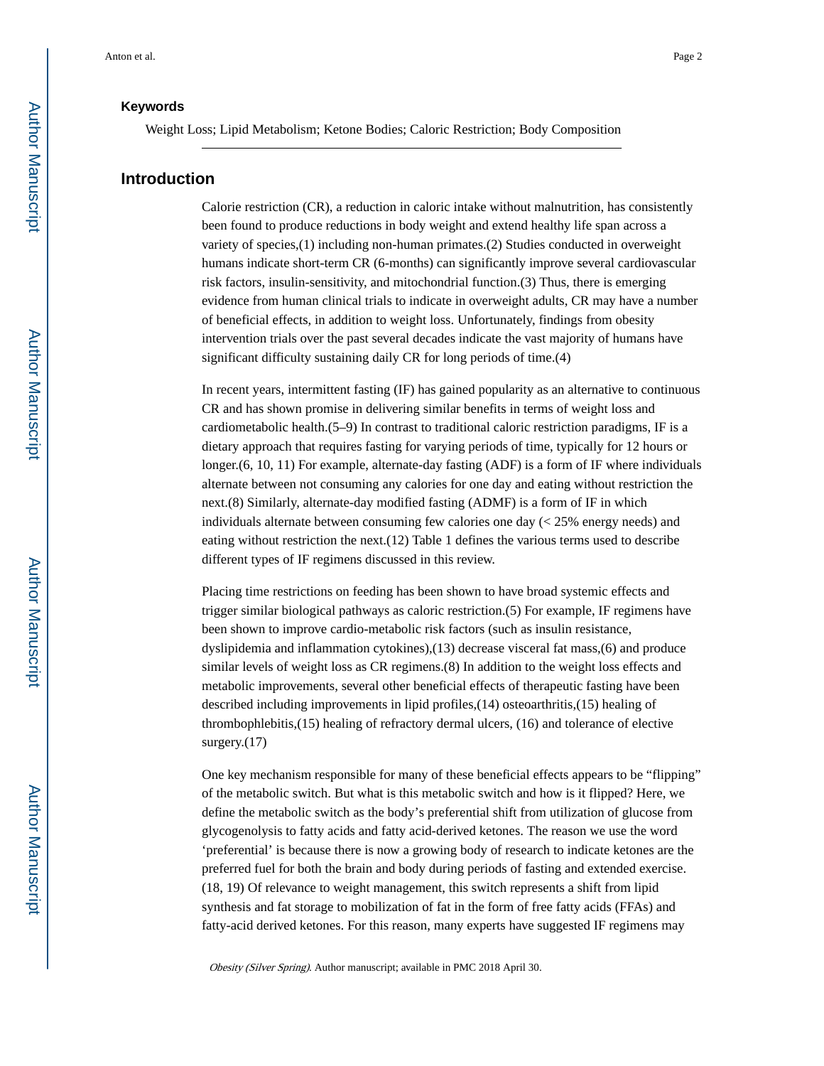### Keywords

Weight Loss; Lipid Metabolism; Ketone Bodies; Caloric Restriction; Body Composition

## Introduction

Calorie restriction (CR), a reduction in caloric intake without malnutrition, has consistently been found to produce reductions in body weight and extend healthy life span across a variety of species,(1) including non-human primates.(2) Studies conducted in overweight humans indicate short-term CR (6-months) can significantly improve several cardiovascular risk factors, insulin-sensitivity, and mitochondrial function.(3) Thus, there is emerging evidence from human clinical trials to indicate in overweight adults, CR may have a number of beneficial effects, in addition to weight loss. Unfortunately, findings from obesity intervention trials over the past several decades indicate the vast majority of humans have significant difficulty sustaining daily CR for long periods of time.(4)

In recent years, intermittent fasting (IF) has gained popularity as an alternative to continuous CR and has shown promise in delivering similar benefits in terms of weight loss and cardiometabolic health.(5–9) In contrast to traditional caloric restriction paradigms, IF is a dietary approach that requires fasting for varying periods of time, typically for 12 hours or longer.(6, 10, 11) For example, alternate-day fasting (ADF) is a form of IF where individuals alternate between not consuming any calories for one day and eating without restriction the next.(8) Similarly, alternate-day modified fasting (ADMF) is a form of IF in which individuals alternate between consuming few calories one day (< 25% energy needs) and eating without restriction the next.(12) Table 1 defines the various terms used to describe different types of IF regimens discussed in this review.

Placing time restrictions on feeding has been shown to have broad systemic effects and trigger similar biological pathways as caloric restriction.(5) For example, IF regimens have been shown to improve cardio-metabolic risk factors (such as insulin resistance, dyslipidemia and inflammation cytokines),(13) decrease visceral fat mass,(6) and produce similar levels of weight loss as CR regimens.(8) In addition to the weight loss effects and metabolic improvements, several other beneficial effects of therapeutic fasting have been described including improvements in lipid profiles,(14) osteoarthritis,(15) healing of thrombophlebitis,(15) healing of refractory dermal ulcers, (16) and tolerance of elective surgery.(17)

One key mechanism responsible for many of these beneficial effects appears to be "flipping" of the metabolic switch. But what is this metabolic switch and how is it flipped? Here, we define the metabolic switch as the body's preferential shift from utilization of glucose from glycogenolysis to fatty acids and fatty acid-derived ketones. The reason we use the word 'preferential' is because there is now a growing body of research to indicate ketones are the preferred fuel for both the brain and body during periods of fasting and extended exercise.(18, 19) Of relevance to weight management, this switch represents a shift from lipid synthesis and fat storage to mobilization of fat in the form of free fatty acids (FFAs) and fatty-acid derived ketones. For this reason, many experts have suggested IF regimens may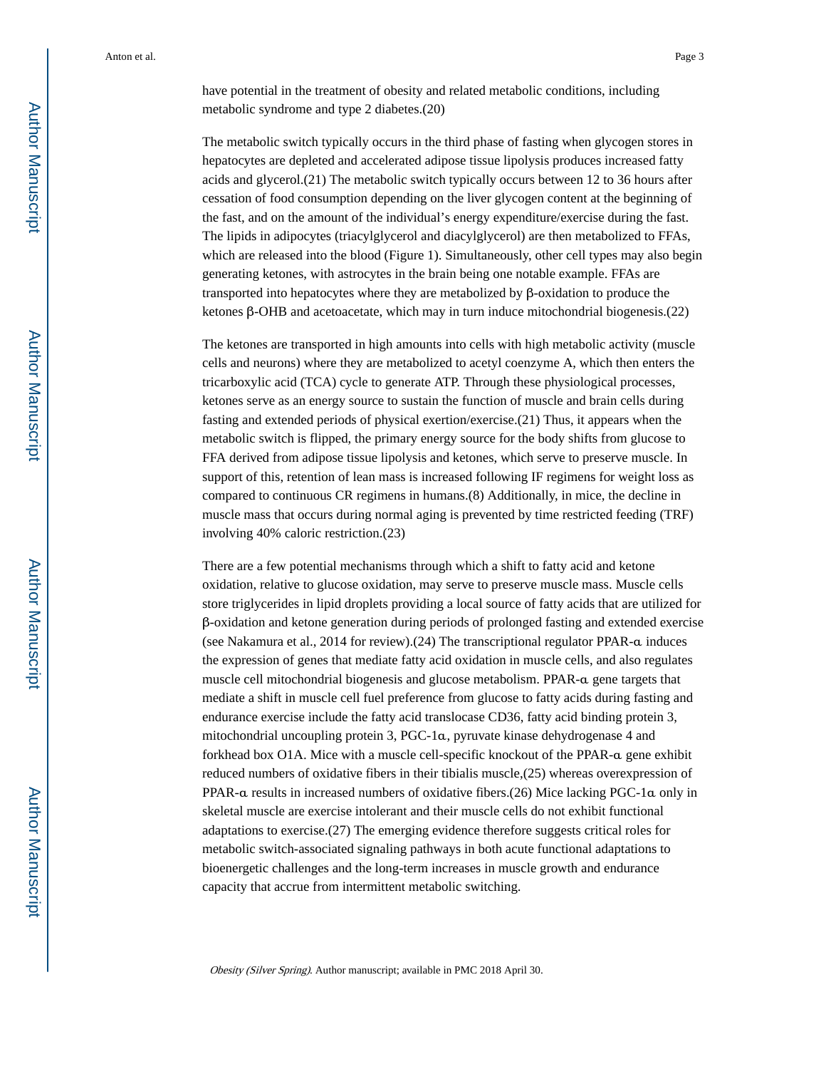have potential in the treatment of obesity and related metabolic conditions, including metabolic syndrome and type 2 diabetes.(20)

The metabolic switch typically occurs in the third phase of fasting when glycogen stores in hepatocytes are depleted and accelerated adipose tissue lipolysis produces increased fatty acids and glycerol.(21) The metabolic switch typically occurs between 12 to 36 hours after cessation of food consumption depending on the liver glycogen content at the beginning of the fast, and on the amount of the individual's energy expenditure/exercise during the fast. The lipids in adipocytes (triacylglycerol and diacylglycerol) are then metabolized to FFAs, which are released into the blood (Figure 1). Simultaneously, other cell types may also begin generating ketones, with astrocytes in the brain being one notable example. FFAs are transported into hepatocytes where they are metabolized by β-oxidation to produce the ketones β-OHB and acetoacetate, which may in turn induce mitochondrial biogenesis.(22)

The ketones are transported in high amounts into cells with high metabolic activity (muscle cells and neurons) where they are metabolized to acetyl coenzyme A, which then enters the tricarboxylic acid (TCA) cycle to generate ATP. Through these physiological processes, ketones serve as an energy source to sustain the function of muscle and brain cells during fasting and extended periods of physical exertion/exercise.(21) Thus, it appears when the metabolic switch is flipped, the primary energy source for the body shifts from glucose to FFA derived from adipose tissue lipolysis and ketones, which serve to preserve muscle. In support of this, retention of lean mass is increased following IF regimens for weight loss as compared to continuous CR regimens in humans.(8) Additionally, in mice, the decline in muscle mass that occurs during normal aging is prevented by time restricted feeding (TRF) involving 40% caloric restriction.(23)

There are a few potential mechanisms through which a shift to fatty acid and ketone oxidation, relative to glucose oxidation, may serve to preserve muscle mass. Muscle cells store triglycerides in lipid droplets providing a local source of fatty acids that are utilized for β-oxidation and ketone generation during periods of prolonged fasting and extended exercise (see Nakamura et al., 2014 for review).(24) The transcriptional regulator PPAR-α induces the expression of genes that mediate fatty acid oxidation in muscle cells, and also regulates muscle cell mitochondrial biogenesis and glucose metabolism. PPAR-α gene targets that mediate a shift in muscle cell fuel preference from glucose to fatty acids during fasting and endurance exercise include the fatty acid translocase CD36, fatty acid binding protein 3, mitochondrial uncoupling protein 3, PGC-1α, pyruvate kinase dehydrogenase 4 and forkhead box O1A. Mice with a muscle cell-specific knockout of the PPAR-α gene exhibit reduced numbers of oxidative fibers in their tibialis muscle,(25) whereas overexpression of PPAR-α results in increased numbers of oxidative fibers.(26) Mice lacking PGC-1α only in skeletal muscle are exercise intolerant and their muscle cells do not exhibit functional adaptations to exercise.(27) The emerging evidence therefore suggests critical roles for metabolic switch-associated signaling pathways in both acute functional adaptations to bioenergetic challenges and the long-term increases in muscle growth and endurance capacity that accrue from intermittent metabolic switching.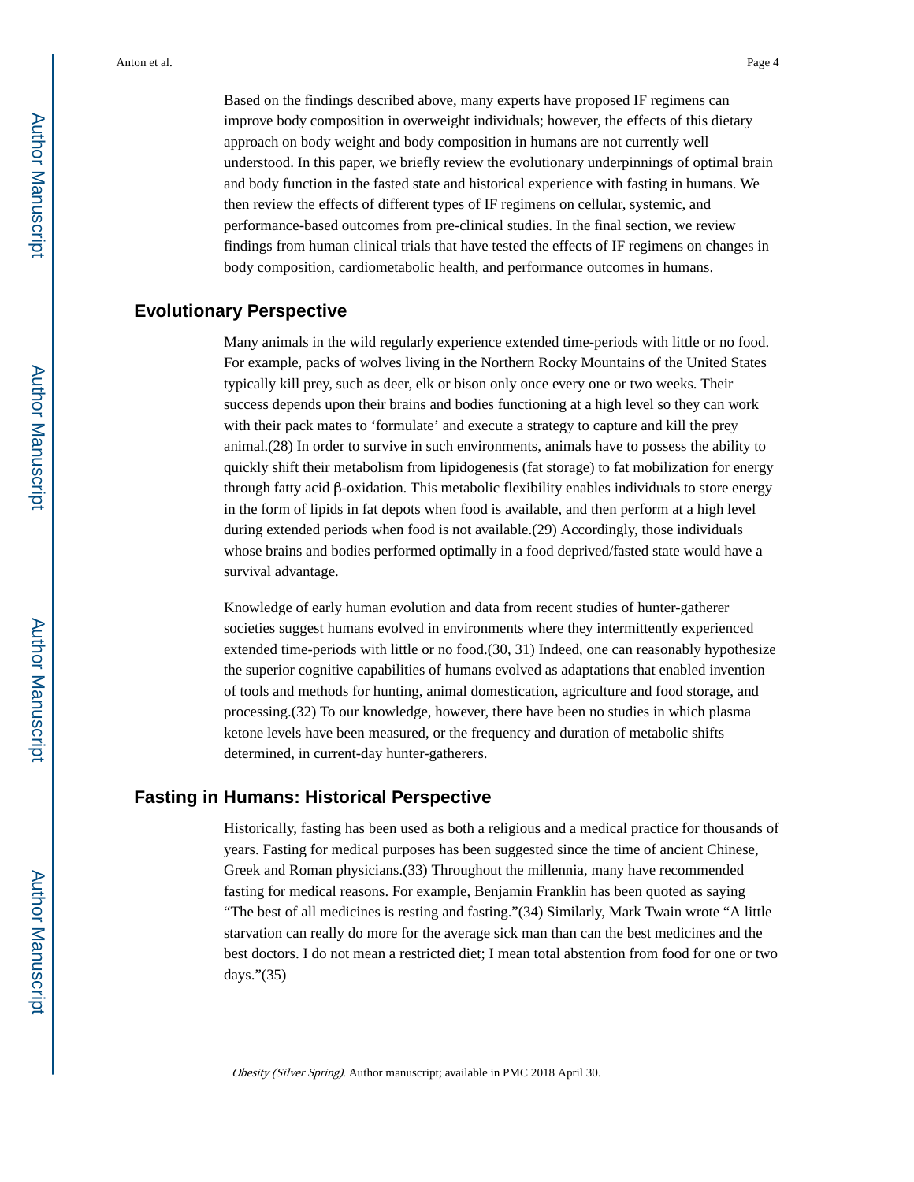Based on the findings described above, many experts have proposed IF regimens can improve body composition in overweight individuals; however, the effects of this dietary approach on body weight and body composition in humans are not currently well understood. In this paper, we briefly review the evolutionary underpinnings of optimal brain and body function in the fasted state and historical experience with fasting in humans. We then review the effects of different types of IF regimens on cellular, systemic, and performance-based outcomes from pre-clinical studies. In the final section, we review findings from human clinical trials that have tested the effects of IF regimens on changes in body composition, cardiometabolic health, and performance outcomes in humans.

## Evolutionary Perspective

Many animals in the wild regularly experience extended time-periods with little or no food. For example, packs of wolves living in the Northern Rocky Mountains of the United States typically kill prey, such as deer, elk or bison only once every one or two weeks. Their success depends upon their brains and bodies functioning at a high level so they can work with their pack mates to 'formulate' and execute a strategy to capture and kill the prey animal.(28) In order to survive in such environments, animals have to possess the ability to quickly shift their metabolism from lipidogenesis (fat storage) to fat mobilization for energy through fatty acid β-oxidation. This metabolic flexibility enables individuals to store energy in the form of lipids in fat depots when food is available, and then perform at a high level during extended periods when food is not available.(29) Accordingly, those individuals whose brains and bodies performed optimally in a food deprived/fasted state would have a survival advantage.

Knowledge of early human evolution and data from recent studies of hunter-gatherer societies suggest humans evolved in environments where they intermittently experienced extended time-periods with little or no food.(30, 31) Indeed, one can reasonably hypothesize the superior cognitive capabilities of humans evolved as adaptations that enabled invention of tools and methods for hunting, animal domestication, agriculture and food storage, and processing.(32) To our knowledge, however, there have been no studies in which plasma ketone levels have been measured, or the frequency and duration of metabolic shifts determined, in current-day hunter-gatherers.

## Fasting in Humans: Historical Perspective

Historically, fasting has been used as both a religious and a medical practice for thousands of years. Fasting for medical purposes has been suggested since the time of ancient Chinese, Greek and Roman physicians.(33) Throughout the millennia, many have recommended fasting for medical reasons. For example, Benjamin Franklin has been quoted as saying "The best of all medicines is resting and fasting."(34) Similarly, Mark Twain wrote "A little starvation can really do more for the average sick man than can the best medicines and the best doctors. I do not mean a restricted diet; I mean total abstention from food for one or two days."(35)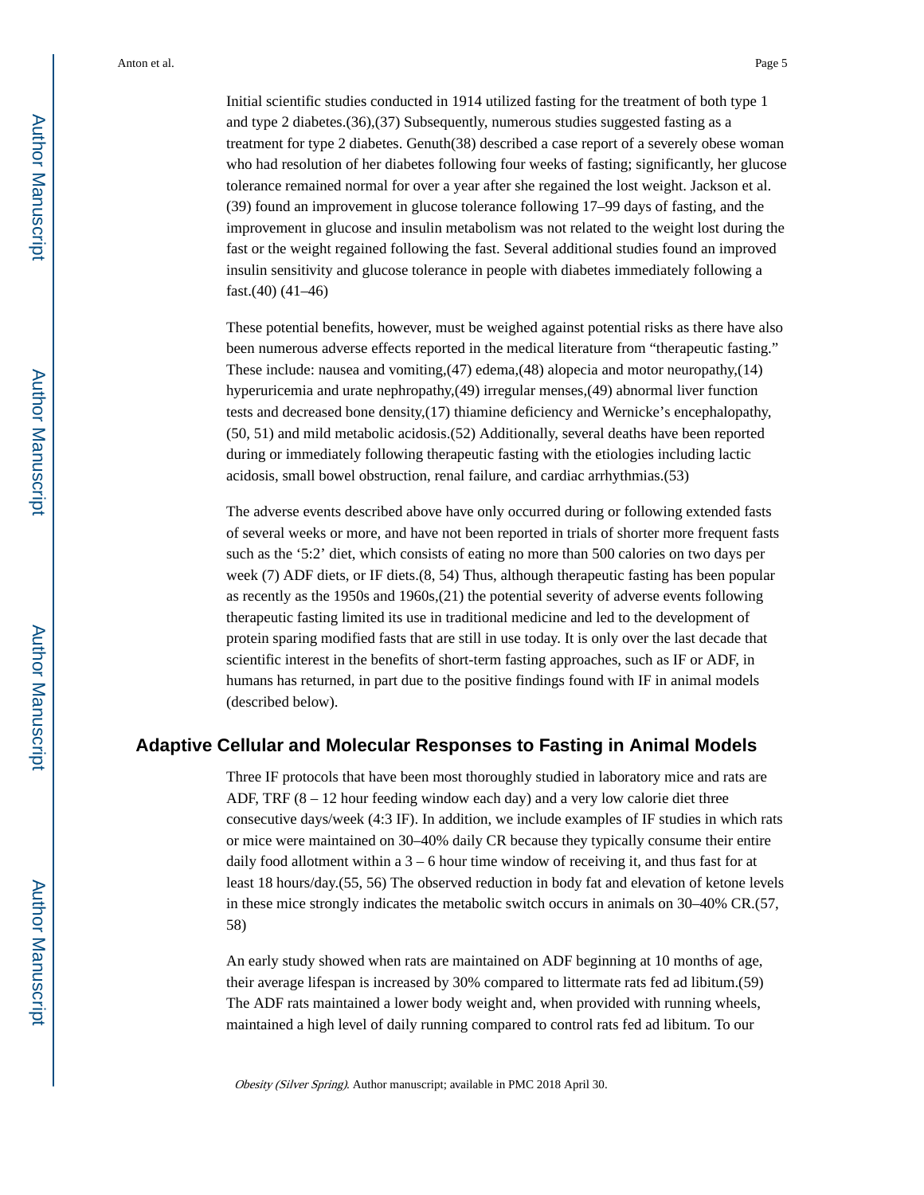Initial scientific studies conducted in 1914 utilized fasting for the treatment of both type 1 and type 2 diabetes.(36),(37) Subsequently, numerous studies suggested fasting as a treatment for type 2 diabetes. Genuth(38) described a case report of a severely obese woman who had resolution of her diabetes following four weeks of fasting; significantly, her glucose tolerance remained normal for over a year after she regained the lost weight. Jackson et al. (39) found an improvement in glucose tolerance following 17–99 days of fasting, and the improvement in glucose and insulin metabolism was not related to the weight lost during the fast or the weight regained following the fast. Several additional studies found an improved insulin sensitivity and glucose tolerance in people with diabetes immediately following a fast.(40) (41–46)

These potential benefits, however, must be weighed against potential risks as there have also been numerous adverse effects reported in the medical literature from "therapeutic fasting." These include: nausea and vomiting,(47) edema,(48) alopecia and motor neuropathy,(14) hyperuricemia and urate nephropathy,(49) irregular menses,(49) abnormal liver function tests and decreased bone density,(17) thiamine deficiency and Wernicke's encephalopathy,(50, 51) and mild metabolic acidosis.(52) Additionally, several deaths have been reported during or immediately following therapeutic fasting with the etiologies including lactic acidosis, small bowel obstruction, renal failure, and cardiac arrhythmias.(53)

The adverse events described above have only occurred during or following extended fasts of several weeks or more, and have not been reported in trials of shorter more frequent fasts such as the '5:2' diet, which consists of eating no more than 500 calories on two days per week (7) ADF diets, or IF diets.(8, 54) Thus, although therapeutic fasting has been popular as recently as the 1950s and 1960s,(21) the potential severity of adverse events following therapeutic fasting limited its use in traditional medicine and led to the development of protein sparing modified fasts that are still in use today. It is only over the last decade that scientific interest in the benefits of short-term fasting approaches, such as IF or ADF, in humans has returned, in part due to the positive findings found with IF in animal models (described below).

## Adaptive Cellular and Molecular Responses to Fasting in Animal Models

Three IF protocols that have been most thoroughly studied in laboratory mice and rats are ADF, TRF (8 – 12 hour feeding window each day) and a very low calorie diet three consecutive days/week (4:3 IF). In addition, we include examples of IF studies in which rats or mice were maintained on 30–40% daily CR because they typically consume their entire daily food allotment within a 3 – 6 hour time window of receiving it, and thus fast for at least 18 hours/day.(55, 56) The observed reduction in body fat and elevation of ketone levels in these mice strongly indicates the metabolic switch occurs in animals on 30–40% CR.(57, 58)

An early study showed when rats are maintained on ADF beginning at 10 months of age, their average lifespan is increased by 30% compared to littermate rats fed ad libitum.(59) The ADF rats maintained a lower body weight and, when provided with running wheels, maintained a high level of daily running compared to control rats fed ad libitum. To our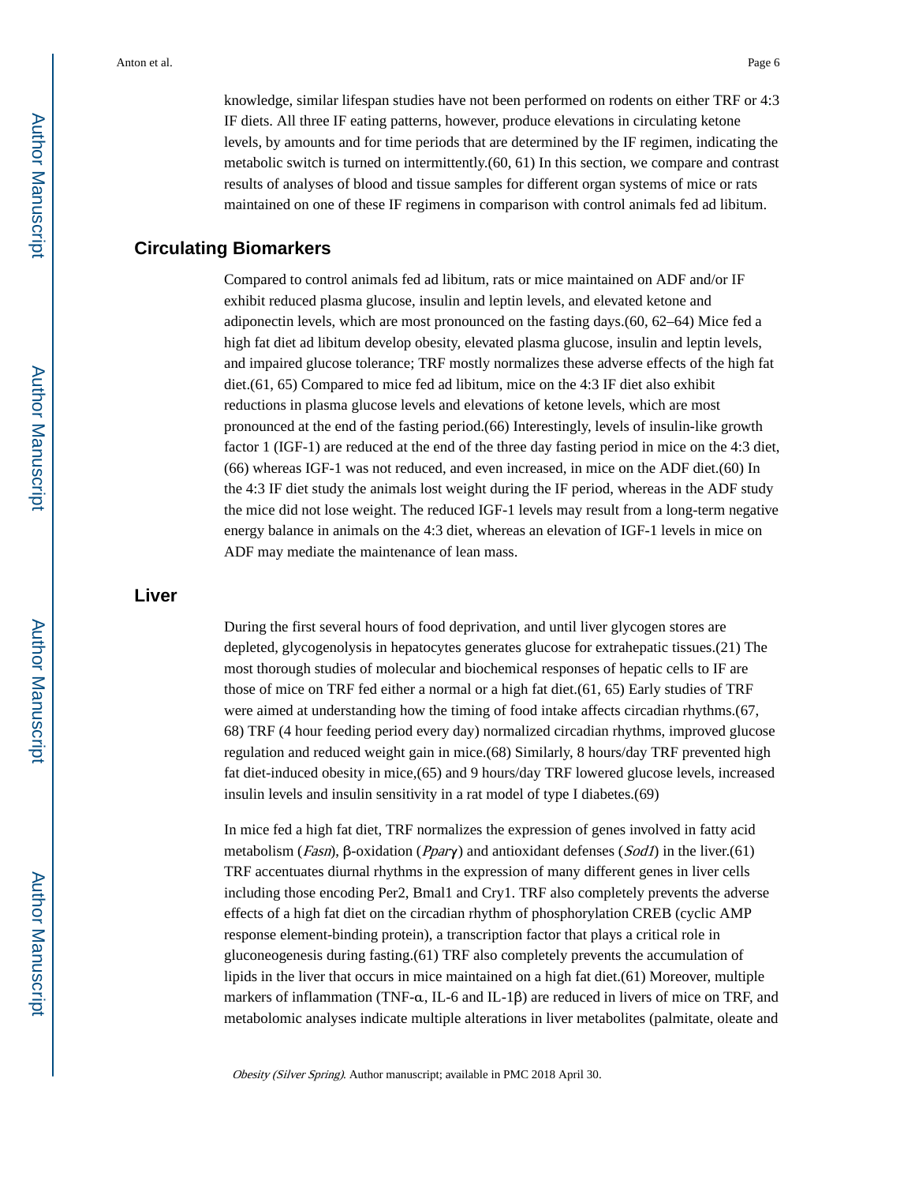knowledge, similar lifespan studies have not been performed on rodents on either TRF or 4:3 IF diets. All three IF eating patterns, however, produce elevations in circulating ketone levels, by amounts and for time periods that are determined by the IF regimen, indicating the metabolic switch is turned on intermittently.(60, 61) In this section, we compare and contrast results of analyses of blood and tissue samples for different organ systems of mice or rats maintained on one of these IF regimens in comparison with control animals fed ad libitum.

## Circulating Biomarkers

Compared to control animals fed ad libitum, rats or mice maintained on ADF and/or IF exhibit reduced plasma glucose, insulin and leptin levels, and elevated ketone and adiponectin levels, which are most pronounced on the fasting days.(60, 62–64) Mice fed a high fat diet ad libitum develop obesity, elevated plasma glucose, insulin and leptin levels, and impaired glucose tolerance; TRF mostly normalizes these adverse effects of the high fat diet.(61, 65) Compared to mice fed ad libitum, mice on the 4:3 IF diet also exhibit reductions in plasma glucose levels and elevations of ketone levels, which are most pronounced at the end of the fasting period.(66) Interestingly, levels of insulin-like growth factor 1 (IGF-1) are reduced at the end of the three day fasting period in mice on the 4:3 diet,(66) whereas IGF-1 was not reduced, and even increased, in mice on the ADF diet.(60) In the 4:3 IF diet study the animals lost weight during the IF period, whereas in the ADF study the mice did not lose weight. The reduced IGF-1 levels may result from a long-term negative energy balance in animals on the 4:3 diet, whereas an elevation of IGF-1 levels in mice on ADF may mediate the maintenance of lean mass.

## Liver

During the first several hours of food deprivation, and until liver glycogen stores are depleted, glycogenolysis in hepatocytes generates glucose for extrahepatic tissues.(21) The most thorough studies of molecular and biochemical responses of hepatic cells to IF are those of mice on TRF fed either a normal or a high fat diet.(61, 65) Early studies of TRF were aimed at understanding how the timing of food intake affects circadian rhythms.(67, 68) TRF (4 hour feeding period every day) normalized circadian rhythms, improved glucose regulation and reduced weight gain in mice.(68) Similarly, 8 hours/day TRF prevented high fat diet-induced obesity in mice,(65) and 9 hours/day TRF lowered glucose levels, increased insulin levels and insulin sensitivity in a rat model of type I diabetes.(69)

In mice fed a high fat diet, TRF normalizes the expression of genes involved in fatty acid metabolism (*Fasn*), β-oxidation (*Pparγ*) and antioxidant defenses (*Sod1*) in the liver.(61) TRF accentuates diurnal rhythms in the expression of many different genes in liver cells including those encoding Per2, Bmal1 and Cry1. TRF also completely prevents the adverse effects of a high fat diet on the circadian rhythm of phosphorylation CREB (cyclic AMP response element-binding protein), a transcription factor that plays a critical role in gluconeogenesis during fasting.(61) TRF also completely prevents the accumulation of lipids in the liver that occurs in mice maintained on a high fat diet.(61) Moreover, multiple markers of inflammation (TNF-α, IL-6 and IL-1β) are reduced in livers of mice on TRF, and metabolomic analyses indicate multiple alterations in liver metabolites (palmitate, oleate and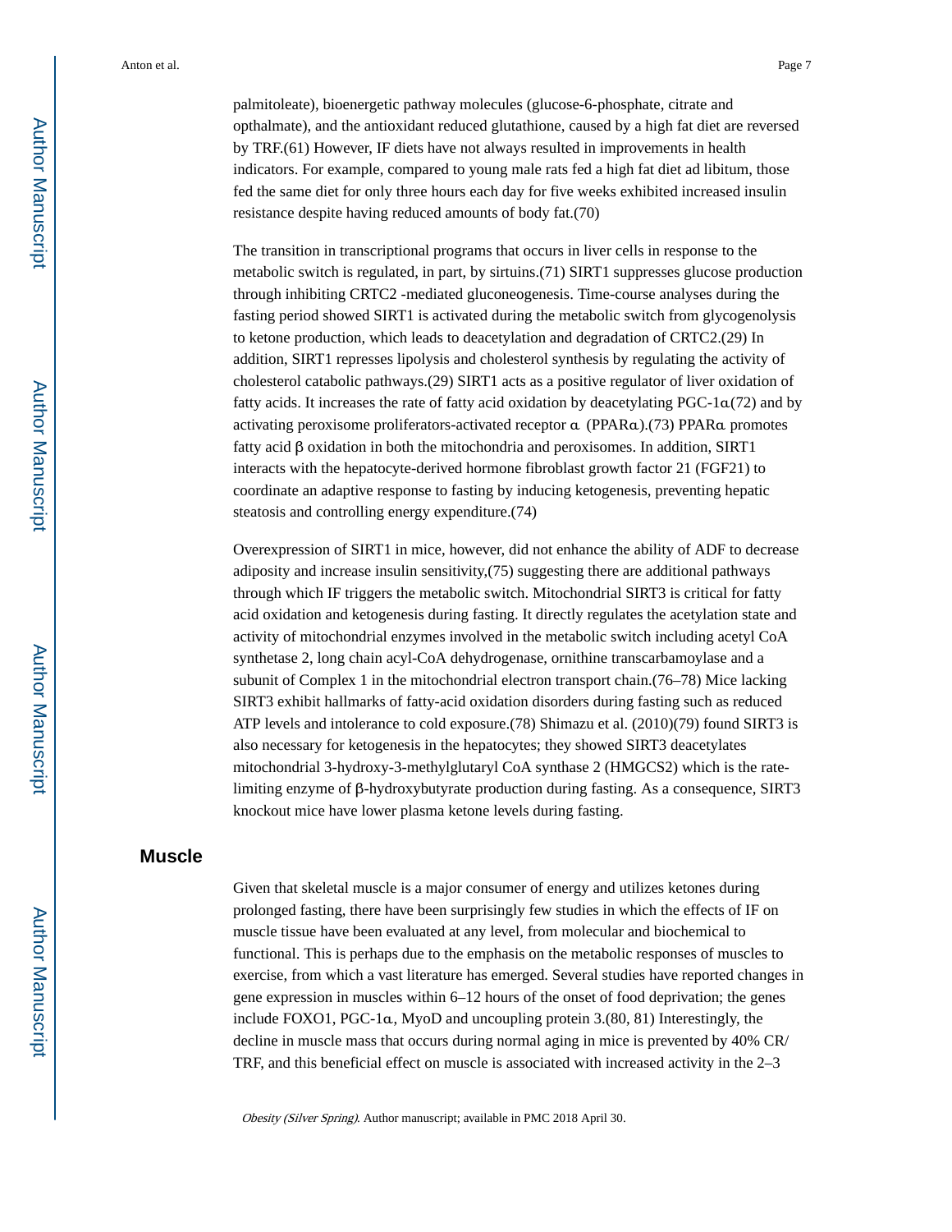palmitoleate), bioenergetic pathway molecules (glucose-6-phosphate, citrate and opthalmate), and the antioxidant reduced glutathione, caused by a high fat diet are reversed by TRF.(61) However, IF diets have not always resulted in improvements in health indicators. For example, compared to young male rats fed a high fat diet ad libitum, those fed the same diet for only three hours each day for five weeks exhibited increased insulin resistance despite having reduced amounts of body fat.(70)

The transition in transcriptional programs that occurs in liver cells in response to the metabolic switch is regulated, in part, by sirtuins.(71) SIRT1 suppresses glucose production through inhibiting CRTC2 -mediated gluconeogenesis. Time-course analyses during the fasting period showed SIRT1 is activated during the metabolic switch from glycogenolysis to ketone production, which leads to deacetylation and degradation of CRTC2.(29) In addition, SIRT1 represses lipolysis and cholesterol synthesis by regulating the activity of cholesterol catabolic pathways.(29) SIRT1 acts as a positive regulator of liver oxidation of fatty acids. It increases the rate of fatty acid oxidation by deacetylating PGC-1α(72) and by activating peroxisome proliferators-activated receptor α (PPARα).(73) PPARα promotes fatty acid β oxidation in both the mitochondria and peroxisomes. In addition, SIRT1 interacts with the hepatocyte-derived hormone fibroblast growth factor 21 (FGF21) to coordinate an adaptive response to fasting by inducing ketogenesis, preventing hepatic steatosis and controlling energy expenditure.(74)

Overexpression of SIRT1 in mice, however, did not enhance the ability of ADF to decrease adiposity and increase insulin sensitivity,(75) suggesting there are additional pathways through which IF triggers the metabolic switch. Mitochondrial SIRT3 is critical for fatty acid oxidation and ketogenesis during fasting. It directly regulates the acetylation state and activity of mitochondrial enzymes involved in the metabolic switch including acetyl CoA synthetase 2, long chain acyl-CoA dehydrogenase, ornithine transcarbamoylase and a subunit of Complex 1 in the mitochondrial electron transport chain.(76–78) Mice lacking SIRT3 exhibit hallmarks of fatty-acid oxidation disorders during fasting such as reduced ATP levels and intolerance to cold exposure.(78) Shimazu et al. (2010)(79) found SIRT3 is also necessary for ketogenesis in the hepatocytes; they showed SIRT3 deacetylates mitochondrial 3-hydroxy-3-methylglutaryl CoA synthase 2 (HMGCS2) which is the rate-limiting enzyme of β-hydroxybutyrate production during fasting. As a consequence, SIRT3 knockout mice have lower plasma ketone levels during fasting.

## Muscle

Given that skeletal muscle is a major consumer of energy and utilizes ketones during prolonged fasting, there have been surprisingly few studies in which the effects of IF on muscle tissue have been evaluated at any level, from molecular and biochemical to functional. This is perhaps due to the emphasis on the metabolic responses of muscles to exercise, from which a vast literature has emerged. Several studies have reported changes in gene expression in muscles within 6–12 hours of the onset of food deprivation; the genes include FOXO1, PGC-1α, MyoD and uncoupling protein 3.(80, 81) Interestingly, the decline in muscle mass that occurs during normal aging in mice is prevented by 40% CR/TRF, and this beneficial effect on muscle is associated with increased activity in the 2–3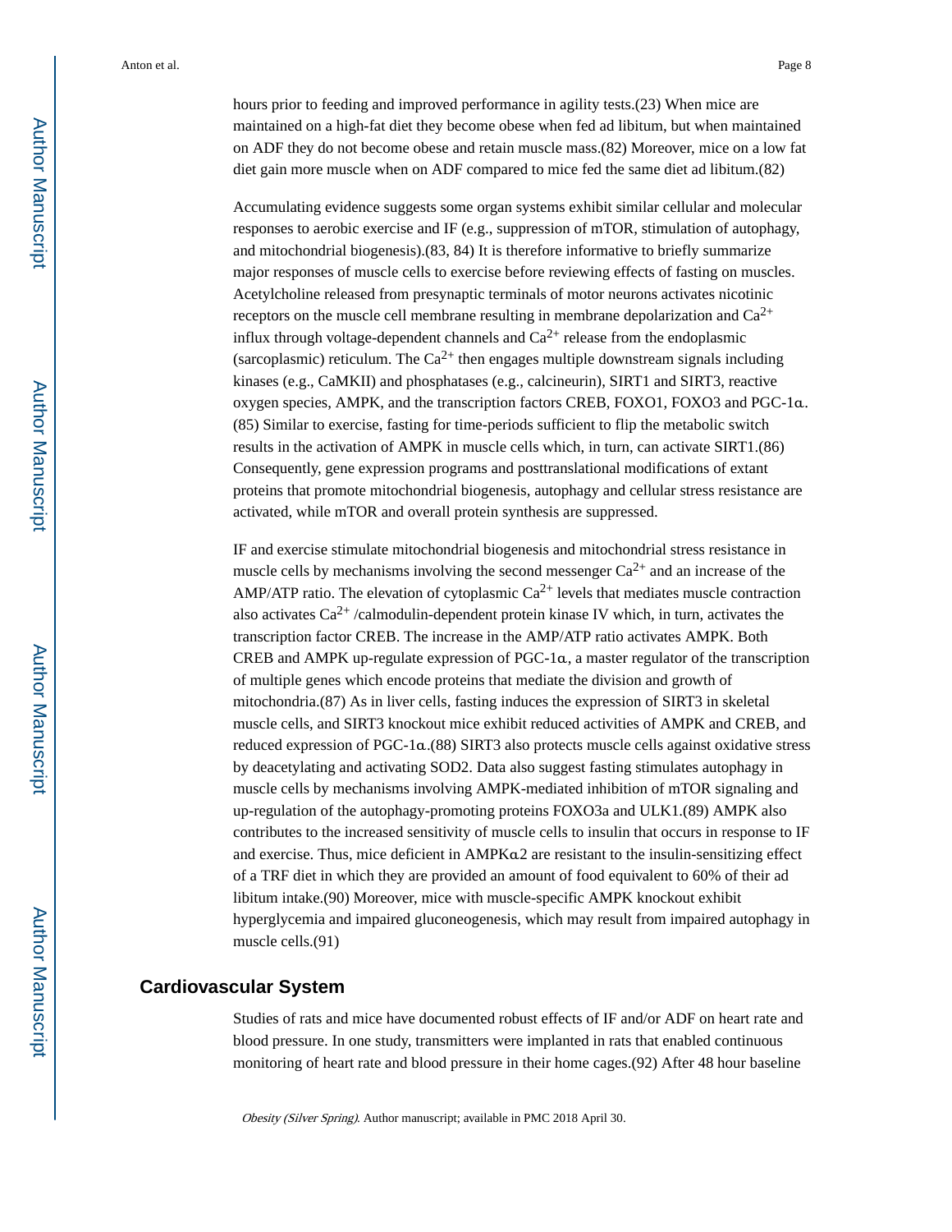hours prior to feeding and improved performance in agility tests.(23) When mice are maintained on a high-fat diet they become obese when fed ad libitum, but when maintained on ADF they do not become obese and retain muscle mass.(82) Moreover, mice on a low fat diet gain more muscle when on ADF compared to mice fed the same diet ad libitum.(82)

Accumulating evidence suggests some organ systems exhibit similar cellular and molecular responses to aerobic exercise and IF (e.g., suppression of mTOR, stimulation of autophagy, and mitochondrial biogenesis).(83, 84) It is therefore informative to briefly summarize major responses of muscle cells to exercise before reviewing effects of fasting on muscles. Acetylcholine released from presynaptic terminals of motor neurons activates nicotinic receptors on the muscle cell membrane resulting in membrane depolarization and $Ca^{2+}$ influx through voltage-dependent channels and $Ca^{2+}$ release from the endoplasmic (sarcoplasmic) reticulum. The $Ca^{2+}$ then engages multiple downstream signals including kinases (e.g., CaMKII) and phosphatases (e.g., calcineurin), SIRT1 and SIRT3, reactive oxygen species, AMPK, and the transcription factors CREB, FOXO1, FOXO3 and PGC-1α.(85) Similar to exercise, fasting for time-periods sufficient to flip the metabolic switch results in the activation of AMPK in muscle cells which, in turn, can activate SIRT1.(86) Consequently, gene expression programs and posttranslational modifications of extant proteins that promote mitochondrial biogenesis, autophagy and cellular stress resistance are activated, while mTOR and overall protein synthesis are suppressed.

IF and exercise stimulate mitochondrial biogenesis and mitochondrial stress resistance in muscle cells by mechanisms involving the second messenger $Ca^{2+}$ and an increase of the AMP/ATP ratio. The elevation of cytoplasmic $Ca^{2+}$ levels that mediates muscle contraction also activates $Ca^{2+}$ /calmodulin-dependent protein kinase IV which, in turn, activates the transcription factor CREB. The increase in the AMP/ATP ratio activates AMPK. Both CREB and AMPK up-regulate expression of PGC-1α, a master regulator of the transcription of multiple genes which encode proteins that mediate the division and growth of mitochondria.(87) As in liver cells, fasting induces the expression of SIRT3 in skeletal muscle cells, and SIRT3 knockout mice exhibit reduced activities of AMPK and CREB, and reduced expression of PGC-1α.(88) SIRT3 also protects muscle cells against oxidative stress by deacetylating and activating SOD2. Data also suggest fasting stimulates autophagy in muscle cells by mechanisms involving AMPK-mediated inhibition of mTOR signaling and up-regulation of the autophagy-promoting proteins FOXO3a and ULK1.(89) AMPK also contributes to the increased sensitivity of muscle cells to insulin that occurs in response to IF and exercise. Thus, mice deficient in AMPKα2 are resistant to the insulin-sensitizing effect of a TRF diet in which they are provided an amount of food equivalent to 60% of their ad libitum intake.(90) Moreover, mice with muscle-specific AMPK knockout exhibit hyperglycemia and impaired gluconeogenesis, which may result from impaired autophagy in muscle cells.(91)

## Cardiovascular System

Studies of rats and mice have documented robust effects of IF and/or ADF on heart rate and blood pressure. In one study, transmitters were implanted in rats that enabled continuous monitoring of heart rate and blood pressure in their home cages.(92) After 48 hour baseline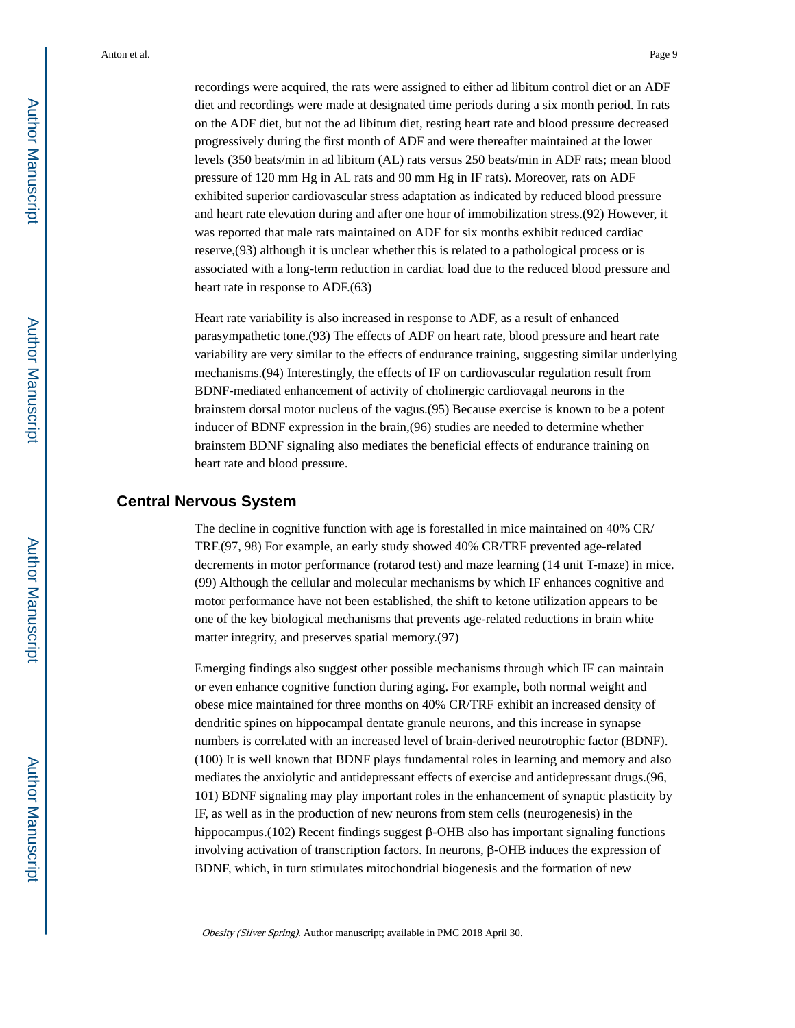recordings were acquired, the rats were assigned to either ad libitum control diet or an ADF diet and recordings were made at designated time periods during a six month period. In rats on the ADF diet, but not the ad libitum diet, resting heart rate and blood pressure decreased progressively during the first month of ADF and were thereafter maintained at the lower levels (350 beats/min in ad libitum (AL) rats versus 250 beats/min in ADF rats; mean blood pressure of 120 mm Hg in AL rats and 90 mm Hg in IF rats). Moreover, rats on ADF exhibited superior cardiovascular stress adaptation as indicated by reduced blood pressure and heart rate elevation during and after one hour of immobilization stress.(92) However, it was reported that male rats maintained on ADF for six months exhibit reduced cardiac reserve,(93) although it is unclear whether this is related to a pathological process or is associated with a long-term reduction in cardiac load due to the reduced blood pressure and heart rate in response to ADF.(63)

Heart rate variability is also increased in response to ADF, as a result of enhanced parasympathetic tone.(93) The effects of ADF on heart rate, blood pressure and heart rate variability are very similar to the effects of endurance training, suggesting similar underlying mechanisms.(94) Interestingly, the effects of IF on cardiovascular regulation result from BDNF-mediated enhancement of activity of cholinergic cardiovagal neurons in the brainstem dorsal motor nucleus of the vagus.(95) Because exercise is known to be a potent inducer of BDNF expression in the brain,(96) studies are needed to determine whether brainstem BDNF signaling also mediates the beneficial effects of endurance training on heart rate and blood pressure.

## Central Nervous System

The decline in cognitive function with age is forestalled in mice maintained on 40% CR/TRF.(97, 98) For example, an early study showed 40% CR/TRF prevented age-related decrements in motor performance (rotarod test) and maze learning (14 unit T-maze) in mice.(99) Although the cellular and molecular mechanisms by which IF enhances cognitive and motor performance have not been established, the shift to ketone utilization appears to be one of the key biological mechanisms that prevents age-related reductions in brain white matter integrity, and preserves spatial memory.(97)

Emerging findings also suggest other possible mechanisms through which IF can maintain or even enhance cognitive function during aging. For example, both normal weight and obese mice maintained for three months on 40% CR/TRF exhibit an increased density of dendritic spines on hippocampal dentate granule neurons, and this increase in synapse numbers is correlated with an increased level of brain-derived neurotrophic factor (BDNF).(100) It is well known that BDNF plays fundamental roles in learning and memory and also mediates the anxiolytic and antidepressant effects of exercise and antidepressant drugs.(96, 101) BDNF signaling may play important roles in the enhancement of synaptic plasticity by IF, as well as in the production of new neurons from stem cells (neurogenesis) in the hippocampus.(102) Recent findings suggest β-OHB also has important signaling functions involving activation of transcription factors. In neurons, β-OHB induces the expression of BDNF, which, in turn stimulates mitochondrial biogenesis and the formation of new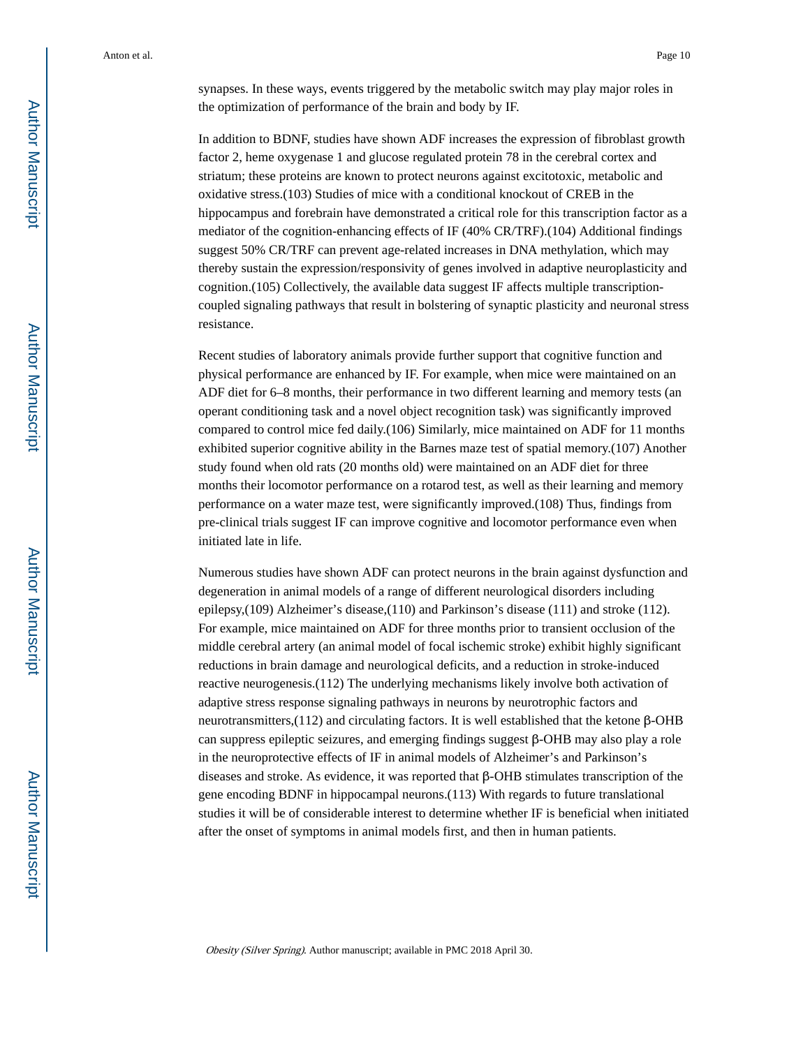synapses. In these ways, events triggered by the metabolic switch may play major roles in the optimization of performance of the brain and body by IF.

In addition to BDNF, studies have shown ADF increases the expression of fibroblast growth factor 2, heme oxygenase 1 and glucose regulated protein 78 in the cerebral cortex and striatum; these proteins are known to protect neurons against excitotoxic, metabolic and oxidative stress.(103) Studies of mice with a conditional knockout of CREB in the hippocampus and forebrain have demonstrated a critical role for this transcription factor as a mediator of the cognition-enhancing effects of IF (40% CR/TRF).(104) Additional findings suggest 50% CR/TRF can prevent age-related increases in DNA methylation, which may thereby sustain the expression/responsivity of genes involved in adaptive neuroplasticity and cognition.(105) Collectively, the available data suggest IF affects multiple transcription-coupled signaling pathways that result in bolstering of synaptic plasticity and neuronal stress resistance.

Recent studies of laboratory animals provide further support that cognitive function and physical performance are enhanced by IF. For example, when mice were maintained on an ADF diet for 6–8 months, their performance in two different learning and memory tests (an operant conditioning task and a novel object recognition task) was significantly improved compared to control mice fed daily.(106) Similarly, mice maintained on ADF for 11 months exhibited superior cognitive ability in the Barnes maze test of spatial memory.(107) Another study found when old rats (20 months old) were maintained on an ADF diet for three months their locomotor performance on a rotarod test, as well as their learning and memory performance on a water maze test, were significantly improved.(108) Thus, findings from pre-clinical trials suggest IF can improve cognitive and locomotor performance even when initiated late in life.

Numerous studies have shown ADF can protect neurons in the brain against dysfunction and degeneration in animal models of a range of different neurological disorders including epilepsy,(109) Alzheimer's disease,(110) and Parkinson's disease (111) and stroke (112). For example, mice maintained on ADF for three months prior to transient occlusion of the middle cerebral artery (an animal model of focal ischemic stroke) exhibit highly significant reductions in brain damage and neurological deficits, and a reduction in stroke-induced reactive neurogenesis.(112) The underlying mechanisms likely involve both activation of adaptive stress response signaling pathways in neurons by neurotrophic factors and neurotransmitters,(112) and circulating factors. It is well established that the ketone β-OHB can suppress epileptic seizures, and emerging findings suggest β-OHB may also play a role in the neuroprotective effects of IF in animal models of Alzheimer's and Parkinson's diseases and stroke. As evidence, it was reported that β-OHB stimulates transcription of the gene encoding BDNF in hippocampal neurons.(113) With regards to future translational studies it will be of considerable interest to determine whether IF is beneficial when initiated after the onset of symptoms in animal models first, and then in human patients.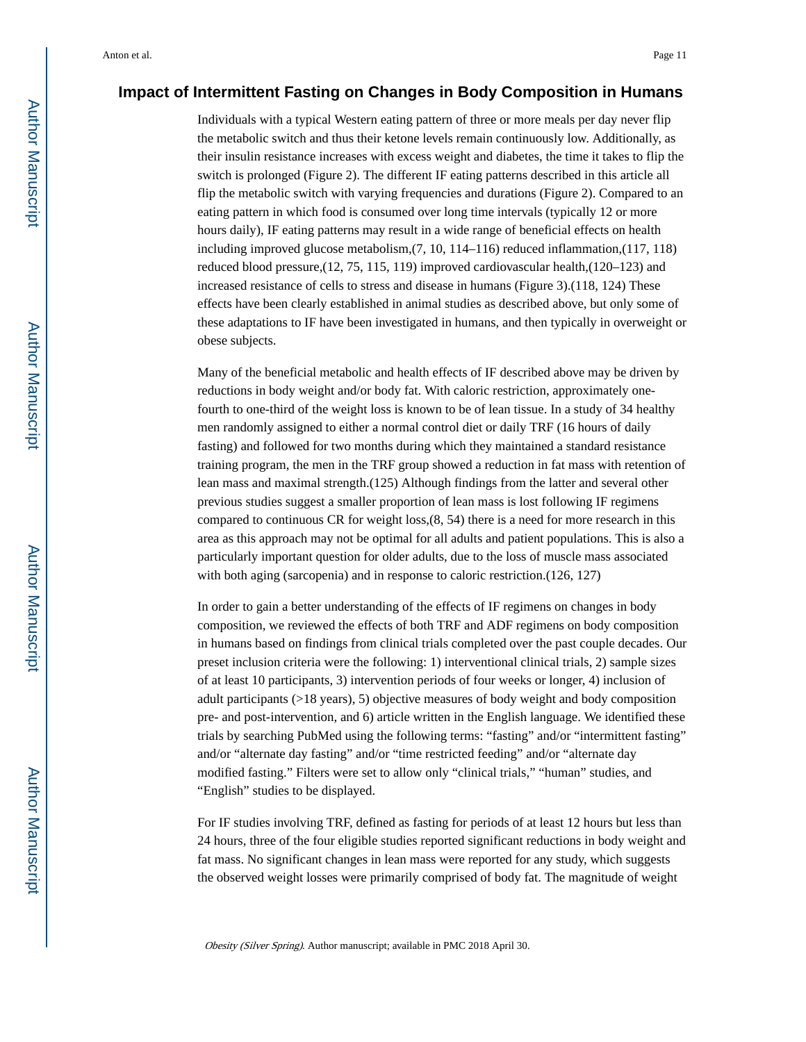## Impact of Intermittent Fasting on Changes in Body Composition in Humans

Individuals with a typical Western eating pattern of three or more meals per day never flip the metabolic switch and thus their ketone levels remain continuously low. Additionally, as their insulin resistance increases with excess weight and diabetes, the time it takes to flip the switch is prolonged (Figure 2). The different IF eating patterns described in this article all flip the metabolic switch with varying frequencies and durations (Figure 2). Compared to an eating pattern in which food is consumed over long time intervals (typically 12 or more hours daily), IF eating patterns may result in a wide range of beneficial effects on health including improved glucose metabolism,(7, 10, 114–116) reduced inflammation,(117, 118) reduced blood pressure,(12, 75, 115, 119) improved cardiovascular health,(120–123) and increased resistance of cells to stress and disease in humans (Figure 3).(118, 124) These effects have been clearly established in animal studies as described above, but only some of these adaptations to IF have been investigated in humans, and then typically in overweight or obese subjects.

Many of the beneficial metabolic and health effects of IF described above may be driven by reductions in body weight and/or body fat. With caloric restriction, approximately one-fourth to one-third of the weight loss is known to be of lean tissue. In a study of 34 healthy men randomly assigned to either a normal control diet or daily TRF (16 hours of daily fasting) and followed for two months during which they maintained a standard resistance training program, the men in the TRF group showed a reduction in fat mass with retention of lean mass and maximal strength.(125) Although findings from the latter and several other previous studies suggest a smaller proportion of lean mass is lost following IF regimens compared to continuous CR for weight loss,(8, 54) there is a need for more research in this area as this approach may not be optimal for all adults and patient populations. This is also a particularly important question for older adults, due to the loss of muscle mass associated with both aging (sarcopenia) and in response to caloric restriction.(126, 127)

In order to gain a better understanding of the effects of IF regimens on changes in body composition, we reviewed the effects of both TRF and ADF regimens on body composition in humans based on findings from clinical trials completed over the past couple decades. Our preset inclusion criteria were the following: 1) interventional clinical trials, 2) sample sizes of at least 10 participants, 3) intervention periods of four weeks or longer, 4) inclusion of adult participants (>18 years), 5) objective measures of body weight and body composition pre- and post-intervention, and 6) article written in the English language. We identified these trials by searching PubMed using the following terms: "fasting" and/or "intermittent fasting" and/or "alternate day fasting" and/or "time restricted feeding" and/or "alternate day modified fasting." Filters were set to allow only "clinical trials," "human" studies, and "English" studies to be displayed.

For IF studies involving TRF, defined as fasting for periods of at least 12 hours but less than 24 hours, three of the four eligible studies reported significant reductions in body weight and fat mass. No significant changes in lean mass were reported for any study, which suggests the observed weight losses were primarily comprised of body fat. The magnitude of weight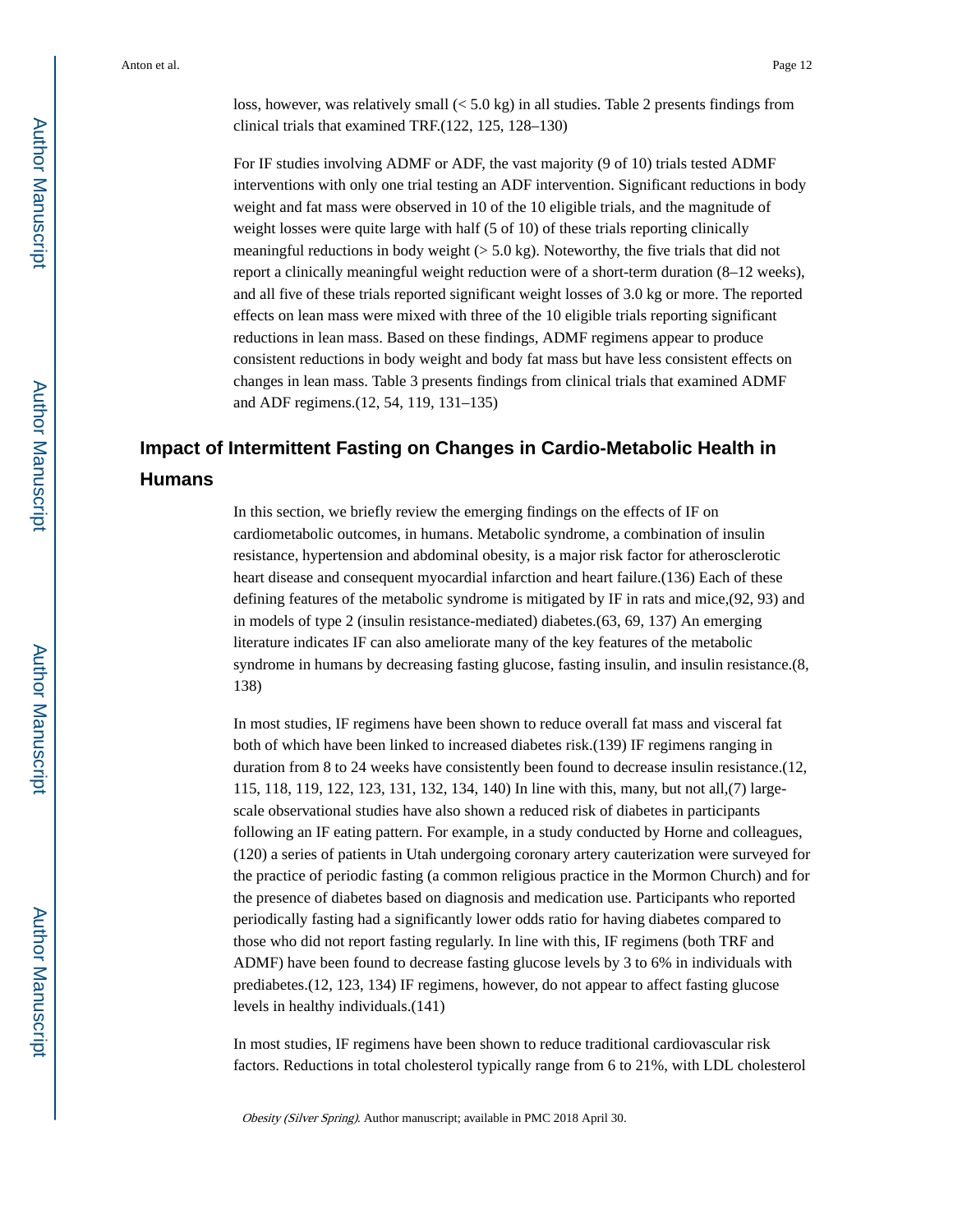loss, however, was relatively small (< 5.0 kg) in all studies. Table 2 presents findings from clinical trials that examined TRF.(122, 125, 128–130)

For IF studies involving ADMF or ADF, the vast majority (9 of 10) trials tested ADMF interventions with only one trial testing an ADF intervention. Significant reductions in body weight and fat mass were observed in 10 of the 10 eligible trials, and the magnitude of weight losses were quite large with half (5 of 10) of these trials reporting clinically meaningful reductions in body weight (> 5.0 kg). Noteworthy, the five trials that did not report a clinically meaningful weight reduction were of a short-term duration (8–12 weeks), and all five of these trials reported significant weight losses of 3.0 kg or more. The reported effects on lean mass were mixed with three of the 10 eligible trials reporting significant reductions in lean mass. Based on these findings, ADMF regimens appear to produce consistent reductions in body weight and body fat mass but have less consistent effects on changes in lean mass. Table 3 presents findings from clinical trials that examined ADMF and ADF regimens.(12, 54, 119, 131–135)

## Impact of Intermittent Fasting on Changes in Cardio-Metabolic Health in Humans

In this section, we briefly review the emerging findings on the effects of IF on cardiometabolic outcomes, in humans. Metabolic syndrome, a combination of insulin resistance, hypertension and abdominal obesity, is a major risk factor for atherosclerotic heart disease and consequent myocardial infarction and heart failure.(136) Each of these defining features of the metabolic syndrome is mitigated by IF in rats and mice,(92, 93) and in models of type 2 (insulin resistance-mediated) diabetes.(63, 69, 137) An emerging literature indicates IF can also ameliorate many of the key features of the metabolic syndrome in humans by decreasing fasting glucose, fasting insulin, and insulin resistance.(8, 138)

In most studies, IF regimens have been shown to reduce overall fat mass and visceral fat both of which have been linked to increased diabetes risk.(139) IF regimens ranging in duration from 8 to 24 weeks have consistently been found to decrease insulin resistance.(12, 115, 118, 119, 122, 123, 131, 132, 134, 140) In line with this, many, but not all,(7) large-scale observational studies have also shown a reduced risk of diabetes in participants following an IF eating pattern. For example, in a study conducted by Horne and colleagues,(120) a series of patients in Utah undergoing coronary artery cauterization were surveyed for the practice of periodic fasting (a common religious practice in the Mormon Church) and for the presence of diabetes based on diagnosis and medication use. Participants who reported periodically fasting had a significantly lower odds ratio for having diabetes compared to those who did not report fasting regularly. In line with this, IF regimens (both TRF and ADMF) have been found to decrease fasting glucose levels by 3 to 6% in individuals with prediabetes.(12, 123, 134) IF regimens, however, do not appear to affect fasting glucose levels in healthy individuals.(141)

In most studies, IF regimens have been shown to reduce traditional cardiovascular risk factors. Reductions in total cholesterol typically range from 6 to 21%, with LDL cholesterol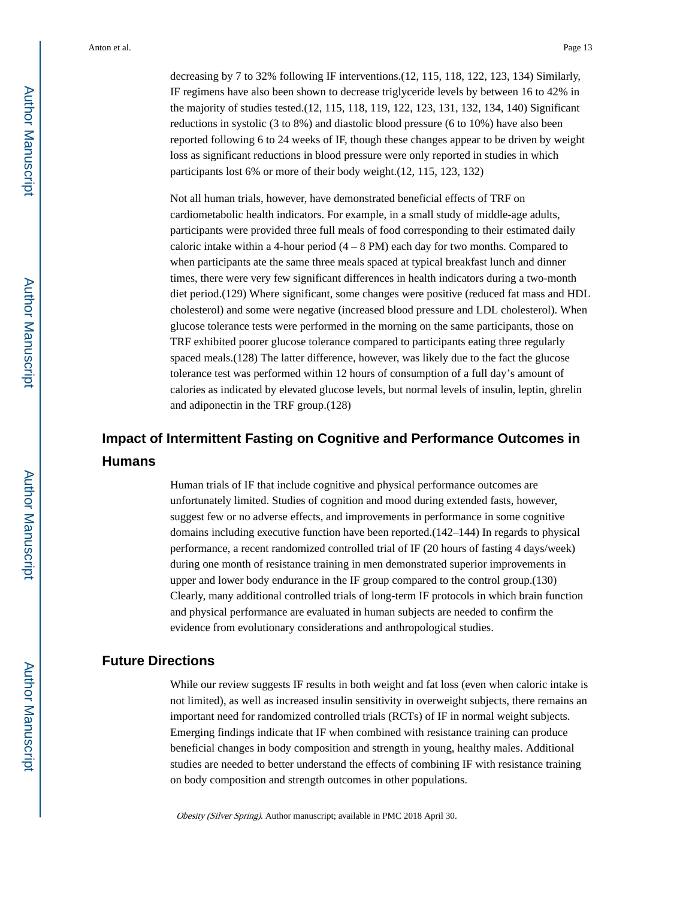decreasing by 7 to 32% following IF interventions.(12, 115, 118, 122, 123, 134) Similarly, IF regimens have also been shown to decrease triglyceride levels by between 16 to 42% in the majority of studies tested.(12, 115, 118, 119, 122, 123, 131, 132, 134, 140) Significant reductions in systolic (3 to 8%) and diastolic blood pressure (6 to 10%) have also been reported following 6 to 24 weeks of IF, though these changes appear to be driven by weight loss as significant reductions in blood pressure were only reported in studies in which participants lost 6% or more of their body weight.(12, 115, 123, 132)

Not all human trials, however, have demonstrated beneficial effects of TRF on cardiometabolic health indicators. For example, in a small study of middle-age adults, participants were provided three full meals of food corresponding to their estimated daily caloric intake within a 4-hour period (4 – 8 PM) each day for two months. Compared to when participants ate the same three meals spaced at typical breakfast lunch and dinner times, there were very few significant differences in health indicators during a two-month diet period.(129) Where significant, some changes were positive (reduced fat mass and HDL cholesterol) and some were negative (increased blood pressure and LDL cholesterol). When glucose tolerance tests were performed in the morning on the same participants, those on TRF exhibited poorer glucose tolerance compared to participants eating three regularly spaced meals.(128) The latter difference, however, was likely due to the fact the glucose tolerance test was performed within 12 hours of consumption of a full day's amount of calories as indicated by elevated glucose levels, but normal levels of insulin, leptin, ghrelin and adiponectin in the TRF group.(128)

## Impact of Intermittent Fasting on Cognitive and Performance Outcomes in Humans

Human trials of IF that include cognitive and physical performance outcomes are unfortunately limited. Studies of cognition and mood during extended fasts, however, suggest few or no adverse effects, and improvements in performance in some cognitive domains including executive function have been reported.(142–144) In regards to physical performance, a recent randomized controlled trial of IF (20 hours of fasting 4 days/week) during one month of resistance training in men demonstrated superior improvements in upper and lower body endurance in the IF group compared to the control group.(130) Clearly, many additional controlled trials of long-term IF protocols in which brain function and physical performance are evaluated in human subjects are needed to confirm the evidence from evolutionary considerations and anthropological studies.

## Future Directions

While our review suggests IF results in both weight and fat loss (even when caloric intake is not limited), as well as increased insulin sensitivity in overweight subjects, there remains an important need for randomized controlled trials (RCTs) of IF in normal weight subjects. Emerging findings indicate that IF when combined with resistance training can produce beneficial changes in body composition and strength in young, healthy males. Additional studies are needed to better understand the effects of combining IF with resistance training on body composition and strength outcomes in other populations.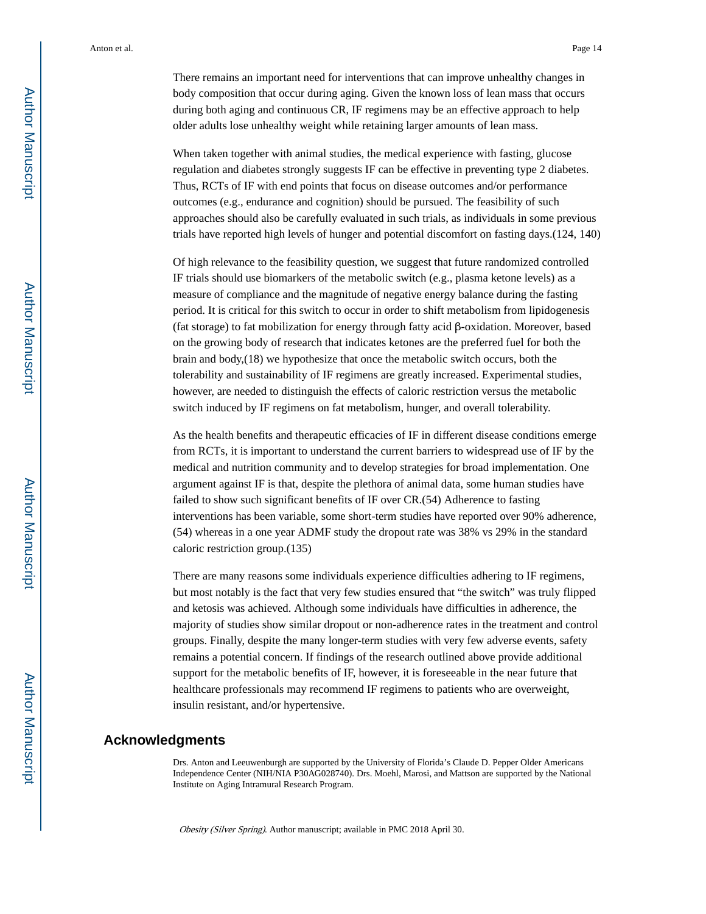There remains an important need for interventions that can improve unhealthy changes in body composition that occur during aging. Given the known loss of lean mass that occurs during both aging and continuous CR, IF regimens may be an effective approach to help older adults lose unhealthy weight while retaining larger amounts of lean mass.

When taken together with animal studies, the medical experience with fasting, glucose regulation and diabetes strongly suggests IF can be effective in preventing type 2 diabetes. Thus, RCTs of IF with end points that focus on disease outcomes and/or performance outcomes (e.g., endurance and cognition) should be pursued. The feasibility of such approaches should also be carefully evaluated in such trials, as individuals in some previous trials have reported high levels of hunger and potential discomfort on fasting days.(124, 140)

Of high relevance to the feasibility question, we suggest that future randomized controlled IF trials should use biomarkers of the metabolic switch (e.g., plasma ketone levels) as a measure of compliance and the magnitude of negative energy balance during the fasting period. It is critical for this switch to occur in order to shift metabolism from lipidogenesis (fat storage) to fat mobilization for energy through fatty acid β-oxidation. Moreover, based on the growing body of research that indicates ketones are the preferred fuel for both the brain and body,(18) we hypothesize that once the metabolic switch occurs, both the tolerability and sustainability of IF regimens are greatly increased. Experimental studies, however, are needed to distinguish the effects of caloric restriction versus the metabolic switch induced by IF regimens on fat metabolism, hunger, and overall tolerability.

As the health benefits and therapeutic efficacies of IF in different disease conditions emerge from RCTs, it is important to understand the current barriers to widespread use of IF by the medical and nutrition community and to develop strategies for broad implementation. One argument against IF is that, despite the plethora of animal data, some human studies have failed to show such significant benefits of IF over CR.(54) Adherence to fasting interventions has been variable, some short-term studies have reported over 90% adherence, (54) whereas in a one year ADMF study the dropout rate was 38% vs 29% in the standard caloric restriction group.(135)

There are many reasons some individuals experience difficulties adhering to IF regimens, but most notably is the fact that very few studies ensured that "the switch" was truly flipped and ketosis was achieved. Although some individuals have difficulties in adherence, the majority of studies show similar dropout or non-adherence rates in the treatment and control groups. Finally, despite the many longer-term studies with very few adverse events, safety remains a potential concern. If findings of the research outlined above provide additional support for the metabolic benefits of IF, however, it is foreseeable in the near future that healthcare professionals may recommend IF regimens to patients who are overweight, insulin resistant, and/or hypertensive.

## Acknowledgments

Drs. Anton and Leeuwenburgh are supported by the University of Florida's Claude D. Pepper Older Americans Independence Center (NIH/NIA P30AG028740). Drs. Moehl, Marosi, and Mattson are supported by the National Institute on Aging Intramural Research Program.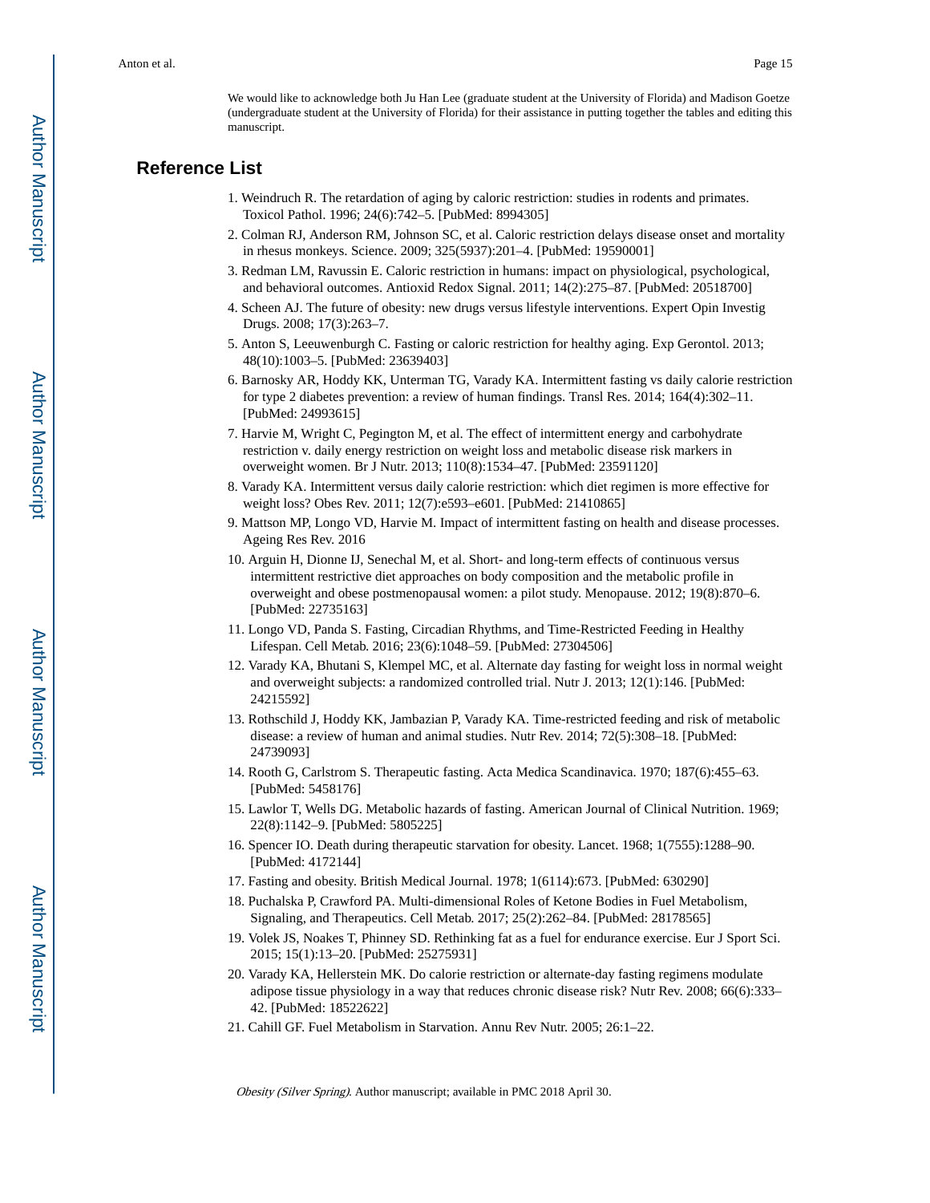We would like to acknowledge both Ju Han Lee (graduate student at the University of Florida) and Madison Goetze (undergraduate student at the University of Florida) for their assistance in putting together the tables and editing this manuscript.

## Reference List

1. Weindruch R. The retardation of aging by caloric restriction: studies in rodents and primates. Toxicol Pathol. 1996; 24(6):742–5. [PubMed: 8994305]
2. Colman RJ, Anderson RM, Johnson SC, et al. Caloric restriction delays disease onset and mortality in rhesus monkeys. Science. 2009; 325(5937):201–4. [PubMed: 19590001]
3. Redman LM, Ravussin E. Caloric restriction in humans: impact on physiological, psychological, and behavioral outcomes. Antioxid Redox Signal. 2011; 14(2):275–87. [PubMed: 20518700]
4. Scheen AJ. The future of obesity: new drugs versus lifestyle interventions. Expert Opin Investig Drugs. 2008; 17(3):263–7.
5. Anton S, Leeuwenburgh C. Fasting or caloric restriction for healthy aging. Exp Gerontol. 2013; 48(10):1003–5. [PubMed: 23639403]
6. Barnosky AR, Hoddy KK, Unterman TG, Varady KA. Intermittent fasting vs daily calorie restriction for type 2 diabetes prevention: a review of human findings. Transl Res. 2014; 164(4):302–11. [PubMed: 24993615]
7. Harvie M, Wright C, Pegington M, et al. The effect of intermittent energy and carbohydrate restriction v. daily energy restriction on weight loss and metabolic disease risk markers in overweight women. Br J Nutr. 2013; 110(8):1534–47. [PubMed: 23591120]
8. Varady KA. Intermittent versus daily calorie restriction: which diet regimen is more effective for weight loss? Obes Rev. 2011; 12(7):e593–e601. [PubMed: 21410865]
9. Mattson MP, Longo VD, Harvie M. Impact of intermittent fasting on health and disease processes. Ageing Res Rev. 2016
10. Arguin H, Dionne IJ, Senechal M, et al. Short- and long-term effects of continuous versus intermittent restrictive diet approaches on body composition and the metabolic profile in overweight and obese postmenopausal women: a pilot study. Menopause. 2012; 19(8):870–6. [PubMed: 22735163]
11. Longo VD, Panda S. Fasting, Circadian Rhythms, and Time-Restricted Feeding in Healthy Lifespan. Cell Metab. 2016; 23(6):1048–59. [PubMed: 27304506]
12. Varady KA, Bhutani S, Klempel MC, et al. Alternate day fasting for weight loss in normal weight and overweight subjects: a randomized controlled trial. Nutr J. 2013; 12(1):146. [PubMed: 24215592]
13. Rothschild J, Hoddy KK, Jambazian P, Varady KA. Time-restricted feeding and risk of metabolic disease: a review of human and animal studies. Nutr Rev. 2014; 72(5):308–18. [PubMed: 24739093]
14. Rooth G, Carlstrom S. Therapeutic fasting. Acta Medica Scandinavica. 1970; 187(6):455–63. [PubMed: 5458176]
15. Lawlor T, Wells DG. Metabolic hazards of fasting. American Journal of Clinical Nutrition. 1969; 22(8):1142–9. [PubMed: 5805225]
16. Spencer IO. Death during therapeutic starvation for obesity. Lancet. 1968; 1(7555):1288–90. [PubMed: 4172144]
17. Fasting and obesity. British Medical Journal. 1978; 1(6114):673. [PubMed: 630290]
18. Puchalska P, Crawford PA. Multi-dimensional Roles of Ketone Bodies in Fuel Metabolism, Signaling, and Therapeutics. Cell Metab. 2017; 25(2):262–84. [PubMed: 28178565]
19. Volek JS, Noakes T, Phinney SD. Rethinking fat as a fuel for endurance exercise. Eur J Sport Sci. 2015; 15(1):13–20. [PubMed: 25275931]
20. Varady KA, Hellerstein MK. Do calorie restriction or alternate-day fasting regimens modulate adipose tissue physiology in a way that reduces chronic disease risk? Nutr Rev. 2008; 66(6):333–42. [PubMed: 18522622]
21. Cahill GF. Fuel Metabolism in Starvation. Annu Rev Nutr. 2005; 26:1–22.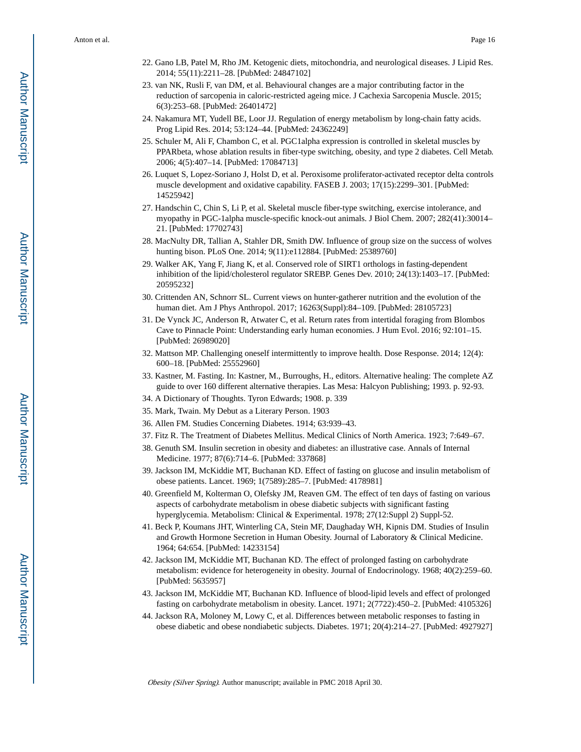22. Gano LB, Patel M, Rho JM. Ketogenic diets, mitochondria, and neurological diseases. J Lipid Res. 2014; 55(11):2211–28. [PubMed: 24847102]
23. van NK, Rusli F, van DM, et al. Behavioural changes are a major contributing factor in the reduction of sarcopenia in caloric-restricted ageing mice. J Cachexia Sarcopenia Muscle. 2015; 6(3):253–68. [PubMed: 26401472]
24. Nakamura MT, Yudell BE, Loor JJ. Regulation of energy metabolism by long-chain fatty acids. Prog Lipid Res. 2014; 53:124–44. [PubMed: 24362249]
25. Schuler M, Ali F, Chambon C, et al. PGC1alpha expression is controlled in skeletal muscles by PPARbeta, whose ablation results in fiber-type switching, obesity, and type 2 diabetes. Cell Metab. 2006; 4(5):407–14. [PubMed: 17084713]
26. Luquet S, Lopez-Soriano J, Holst D, et al. Peroxisome proliferator-activated receptor delta controls muscle development and oxidative capability. FASEB J. 2003; 17(15):2299–301. [PubMed: 14525942]
27. Handschin C, Chin S, Li P, et al. Skeletal muscle fiber-type switching, exercise intolerance, and myopathy in PGC-1alpha muscle-specific knock-out animals. J Biol Chem. 2007; 282(41):30014–21. [PubMed: 17702743]
28. MacNulty DR, Tallian A, Stahler DR, Smith DW. Influence of group size on the success of wolves hunting bison. PLoS One. 2014; 9(11):e112884. [PubMed: 25389760]
29. Walker AK, Yang F, Jiang K, et al. Conserved role of SIRT1 orthologs in fasting-dependent inhibition of the lipid/cholesterol regulator SREBP. Genes Dev. 2010; 24(13):1403–17. [PubMed: 20595232]
30. Crittenden AN, Schnorr SL. Current views on hunter-gatherer nutrition and the evolution of the human diet. Am J Phys Anthropol. 2017; 16263(Suppl):84–109. [PubMed: 28105723]
31. De Vynck JC, Anderson R, Atwater C, et al. Return rates from intertidal foraging from Blombos Cave to Pinnacle Point: Understanding early human economies. J Hum Evol. 2016; 92:101–15. [PubMed: 26989020]
32. Mattson MP. Challenging oneself intermittently to improve health. Dose Response. 2014; 12(4): 600–18. [PubMed: 25552960]
33. Kastner, M. Fasting. In: Kastner, M., Burroughs, H., editors. Alternative healing: The complete AZ guide to over 160 different alternative therapies. Las Mesa: Halcyon Publishing; 1993. p. 92-93.
34. A Dictionary of Thoughts. Tyron Edwards; 1908. p. 339
35. Mark, Twain. My Debut as a Literary Person. 1903
36. Allen FM. Studies Concerning Diabetes. 1914; 63:939–43.
37. Fitz R. The Treatment of Diabetes Mellitus. Medical Clinics of North America. 1923; 7:649–67.
38. Genuth SM. Insulin secretion in obesity and diabetes: an illustrative case. Annals of Internal Medicine. 1977; 87(6):714–6. [PubMed: 337868]
39. Jackson IM, McKiddie MT, Buchanan KD. Effect of fasting on glucose and insulin metabolism of obese patients. Lancet. 1969; 1(7589):285–7. [PubMed: 4178981]
40. Greenfield M, Kolterman O, Olefsky JM, Reaven GM. The effect of ten days of fasting on various aspects of carbohydrate metabolism in obese diabetic subjects with significant fasting hyperglycemia. Metabolism: Clinical & Experimental. 1978; 27(12:Suppl 2) Suppl-52.
41. Beck P, Koumans JHT, Winterling CA, Stein MF, Daughaday WH, Kipnis DM. Studies of Insulin and Growth Hormone Secretion in Human Obesity. Journal of Laboratory & Clinical Medicine. 1964; 64:654. [PubMed: 14233154]
42. Jackson IM, McKiddie MT, Buchanan KD. The effect of prolonged fasting on carbohydrate metabolism: evidence for heterogeneity in obesity. Journal of Endocrinology. 1968; 40(2):259–60. [PubMed: 5635957]
43. Jackson IM, McKiddie MT, Buchanan KD. Influence of blood-lipid levels and effect of prolonged fasting on carbohydrate metabolism in obesity. Lancet. 1971; 2(7722):450–2. [PubMed: 4105326]
44. Jackson RA, Moloney M, Lowy C, et al. Differences between metabolic responses to fasting in obese diabetic and obese nondiabetic subjects. Diabetes. 1971; 20(4):214–27. [PubMed: 4927927]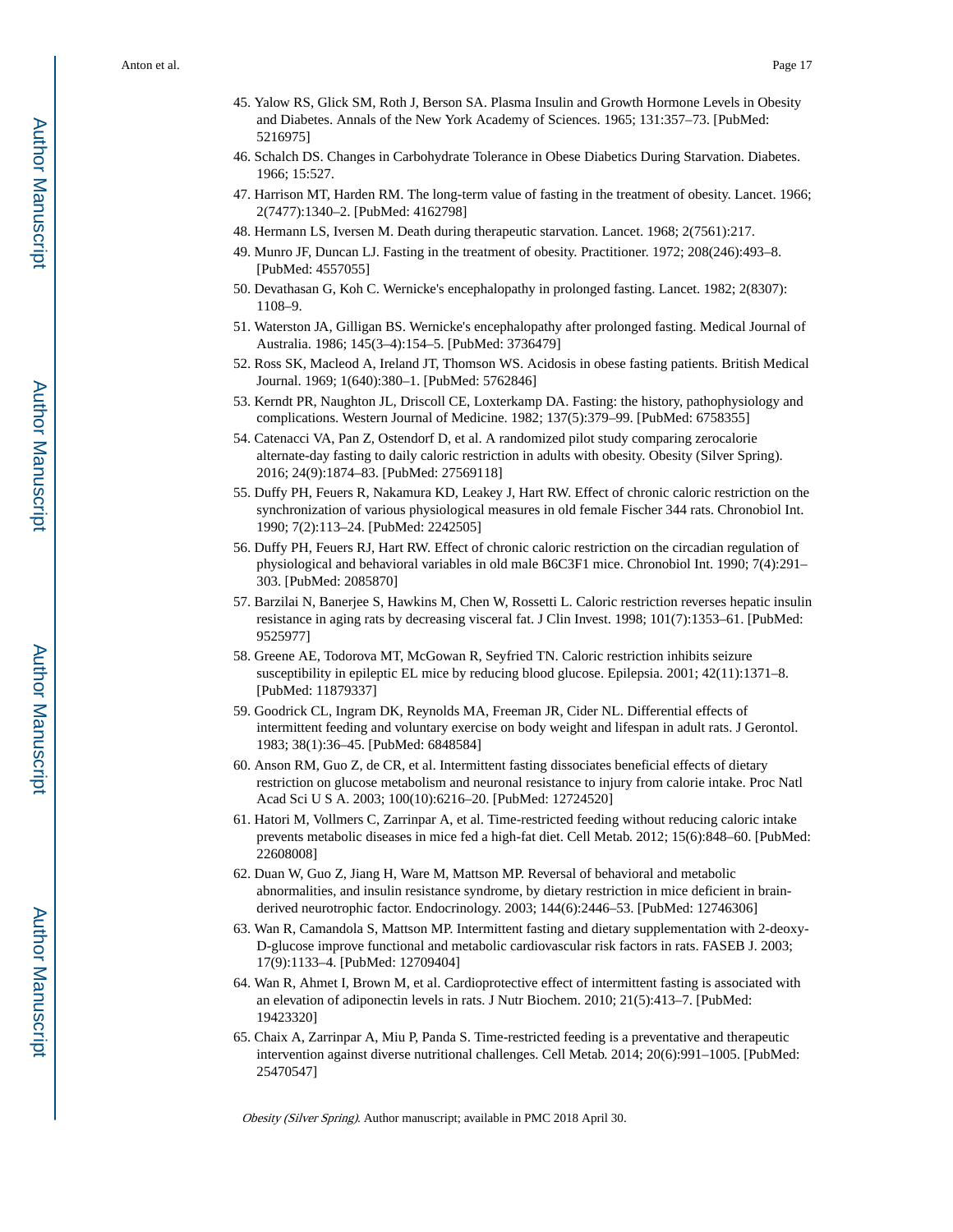45. Yalow RS, Glick SM, Roth J, Berson SA. Plasma Insulin and Growth Hormone Levels in Obesity and Diabetes. Annals of the New York Academy of Sciences. 1965; 131:357–73. [PubMed: 5216975]
46. Schalch DS. Changes in Carbohydrate Tolerance in Obese Diabetics During Starvation. Diabetes. 1966; 15:527.
47. Harrison MT, Harden RM. The long-term value of fasting in the treatment of obesity. Lancet. 1966; 2(7477):1340–2. [PubMed: 4162798]
48. Hermann LS, Iversen M. Death during therapeutic starvation. Lancet. 1968; 2(7561):217.
49. Munro JF, Duncan LJ. Fasting in the treatment of obesity. Practitioner. 1972; 208(246):493–8. [PubMed: 4557055]
50. Devathasan G, Koh C. Wernicke's encephalopathy in prolonged fasting. Lancet. 1982; 2(8307): 1108–9.
51. Waterston JA, Gilligan BS. Wernicke's encephalopathy after prolonged fasting. Medical Journal of Australia. 1986; 145(3–4):154–5. [PubMed: 3736479]
52. Ross SK, Macleod A, Ireland JT, Thomson WS. Acidosis in obese fasting patients. British Medical Journal. 1969; 1(640):380–1. [PubMed: 5762846]
53. Kerndt PR, Naughton JL, Driscoll CE, Loxterkamp DA. Fasting: the history, pathophysiology and complications. Western Journal of Medicine. 1982; 137(5):379–99. [PubMed: 6758355]
54. Catenacci VA, Pan Z, Ostendorf D, et al. A randomized pilot study comparing zerocalorie alternate-day fasting to daily caloric restriction in adults with obesity. Obesity (Silver Spring). 2016; 24(9):1874–83. [PubMed: 27569118]
55. Duffy PH, Feuers R, Nakamura KD, Leakey J, Hart RW. Effect of chronic caloric restriction on the synchronization of various physiological measures in old female Fischer 344 rats. Chronobiol Int. 1990; 7(2):113–24. [PubMed: 2242505]
56. Duffy PH, Feuers RJ, Hart RW. Effect of chronic caloric restriction on the circadian regulation of physiological and behavioral variables in old male B6C3F1 mice. Chronobiol Int. 1990; 7(4):291–303. [PubMed: 2085870]
57. Barzilai N, Banerjee S, Hawkins M, Chen W, Rossetti L. Caloric restriction reverses hepatic insulin resistance in aging rats by decreasing visceral fat. J Clin Invest. 1998; 101(7):1353–61. [PubMed: 9525977]
58. Greene AE, Todorova MT, McGowan R, Seyfried TN. Caloric restriction inhibits seizure susceptibility in epileptic EL mice by reducing blood glucose. Epilepsia. 2001; 42(11):1371–8. [PubMed: 11879337]
59. Goodrick CL, Ingram DK, Reynolds MA, Freeman JR, Cider NL. Differential effects of intermittent feeding and voluntary exercise on body weight and lifespan in adult rats. J Gerontol. 1983; 38(1):36–45. [PubMed: 6848584]
60. Anson RM, Guo Z, de CR, et al. Intermittent fasting dissociates beneficial effects of dietary restriction on glucose metabolism and neuronal resistance to injury from calorie intake. Proc Natl Acad Sci U S A. 2003; 100(10):6216–20. [PubMed: 12724520]
61. Hatori M, Vollmers C, Zarrinpar A, et al. Time-restricted feeding without reducing caloric intake prevents metabolic diseases in mice fed a high-fat diet. Cell Metab. 2012; 15(6):848–60. [PubMed: 22608008]
62. Duan W, Guo Z, Jiang H, Ware M, Mattson MP. Reversal of behavioral and metabolic abnormalities, and insulin resistance syndrome, by dietary restriction in mice deficient in brain-derived neurotrophic factor. Endocrinology. 2003; 144(6):2446–53. [PubMed: 12746306]
63. Wan R, Camandola S, Mattson MP. Intermittent fasting and dietary supplementation with 2-deoxy-D-glucose improve functional and metabolic cardiovascular risk factors in rats. FASEB J. 2003; 17(9):1133–4. [PubMed: 12709404]
64. Wan R, Ahmet I, Brown M, et al. Cardioprotective effect of intermittent fasting is associated with an elevation of adiponectin levels in rats. J Nutr Biochem. 2010; 21(5):413–7. [PubMed: 19423320]
65. Chaix A, Zarrinpar A, Miu P, Panda S. Time-restricted feeding is a preventative and therapeutic intervention against diverse nutritional challenges. Cell Metab. 2014; 20(6):991–1005. [PubMed: 25470547]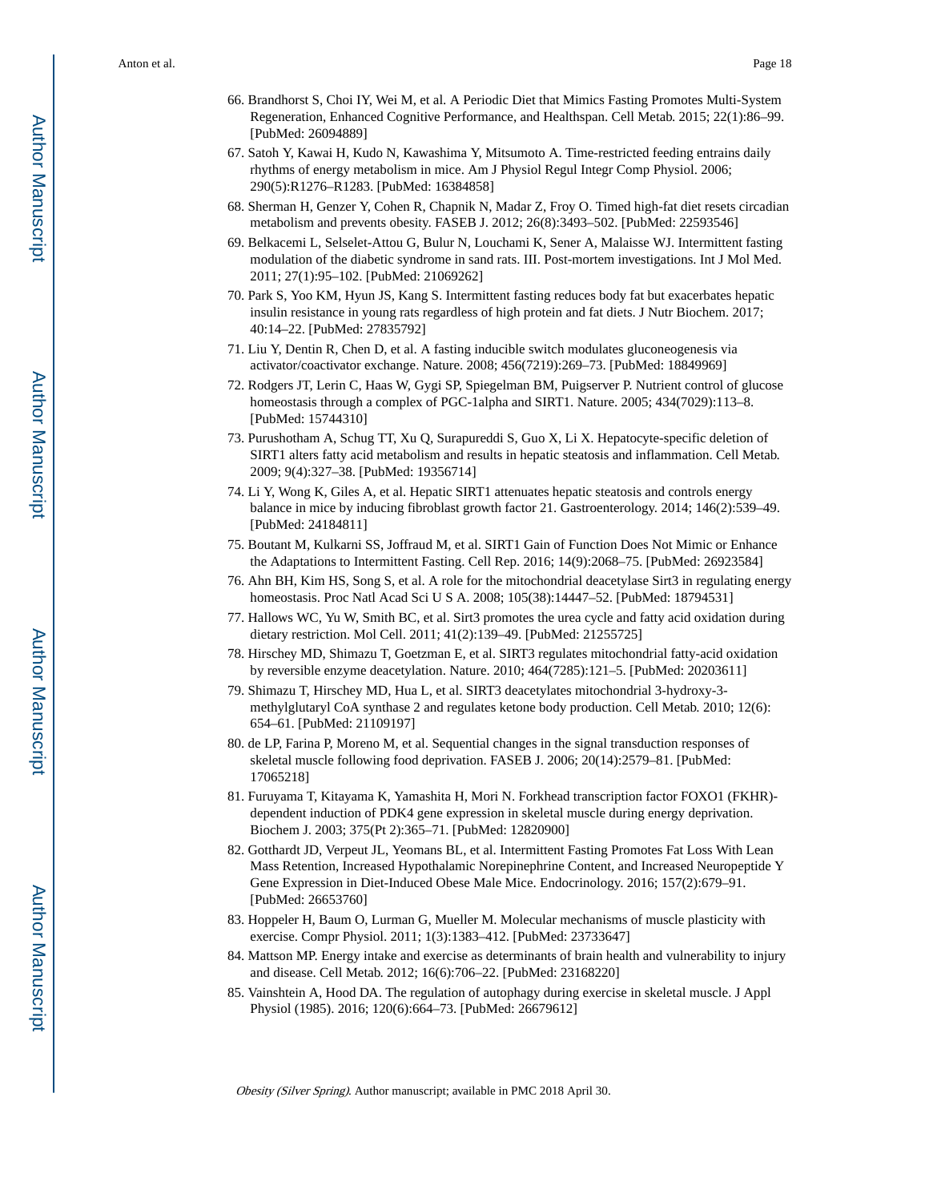66. Brandhorst S, Choi IY, Wei M, et al. A Periodic Diet that Mimics Fasting Promotes Multi-System Regeneration, Enhanced Cognitive Performance, and Healthspan. Cell Metab. 2015; 22(1):86–99. [PubMed: 26094889]
67. Satoh Y, Kawai H, Kudo N, Kawashima Y, Mitsumoto A. Time-restricted feeding entrains daily rhythms of energy metabolism in mice. Am J Physiol Regul Integr Comp Physiol. 2006; 290(5):R1276–R1283. [PubMed: 16384858]
68. Sherman H, Genzer Y, Cohen R, Chapnik N, Madar Z, Froy O. Timed high-fat diet resets circadian metabolism and prevents obesity. FASEB J. 2012; 26(8):3493–502. [PubMed: 22593546]
69. Belkacemi L, Selselet-Attou G, Bulur N, Louchami K, Sener A, Malaisse WJ. Intermittent fasting modulation of the diabetic syndrome in sand rats. III. Post-mortem investigations. Int J Mol Med. 2011; 27(1):95–102. [PubMed: 21069262]
70. Park S, Yoo KM, Hyun JS, Kang S. Intermittent fasting reduces body fat but exacerbates hepatic insulin resistance in young rats regardless of high protein and fat diets. J Nutr Biochem. 2017; 40:14–22. [PubMed: 27835792]
71. Liu Y, Dentin R, Chen D, et al. A fasting inducible switch modulates gluconeogenesis via activator/coactivator exchange. Nature. 2008; 456(7219):269–73. [PubMed: 18849969]
72. Rodgers JT, Lerin C, Haas W, Gygi SP, Spiegelman BM, Puigserver P. Nutrient control of glucose homeostasis through a complex of PGC-1alpha and SIRT1. Nature. 2005; 434(7029):113–8. [PubMed: 15744310]
73. Purushotham A, Schug TT, Xu Q, Surapureddi S, Guo X, Li X. Hepatocyte-specific deletion of SIRT1 alters fatty acid metabolism and results in hepatic steatosis and inflammation. Cell Metab. 2009; 9(4):327–38. [PubMed: 19356714]
74. Li Y, Wong K, Giles A, et al. Hepatic SIRT1 attenuates hepatic steatosis and controls energy balance in mice by inducing fibroblast growth factor 21. Gastroenterology. 2014; 146(2):539–49. [PubMed: 24184811]
75. Boutant M, Kulkarni SS, Joffraud M, et al. SIRT1 Gain of Function Does Not Mimic or Enhance the Adaptations to Intermittent Fasting. Cell Rep. 2016; 14(9):2068–75. [PubMed: 26923584]
76. Ahn BH, Kim HS, Song S, et al. A role for the mitochondrial deacetylase Sirt3 in regulating energy homeostasis. Proc Natl Acad Sci U S A. 2008; 105(38):14447–52. [PubMed: 18794531]
77. Hallows WC, Yu W, Smith BC, et al. Sirt3 promotes the urea cycle and fatty acid oxidation during dietary restriction. Mol Cell. 2011; 41(2):139–49. [PubMed: 21255725]
78. Hirschey MD, Shimazu T, Goetzman E, et al. SIRT3 regulates mitochondrial fatty-acid oxidation by reversible enzyme deacetylation. Nature. 2010; 464(7285):121–5. [PubMed: 20203611]
79. Shimazu T, Hirschey MD, Hua L, et al. SIRT3 deacetylates mitochondrial 3-hydroxy-3-methylglutaryl CoA synthase 2 and regulates ketone body production. Cell Metab. 2010; 12(6):654–61. [PubMed: 21109197]
80. de LP, Farina P, Moreno M, et al. Sequential changes in the signal transduction responses of skeletal muscle following food deprivation. FASEB J. 2006; 20(14):2579–81. [PubMed: 17065218]
81. Furuyama T, Kitayama K, Yamashita H, Mori N. Forkhead transcription factor FOXO1 (FKHR)-dependent induction of PDK4 gene expression in skeletal muscle during energy deprivation. Biochem J. 2003; 375(Pt 2):365–71. [PubMed: 12820900]
82. Gotthardt JD, Verpeut JL, Yeomans BL, et al. Intermittent Fasting Promotes Fat Loss With Lean Mass Retention, Increased Hypothalamic Norepinephrine Content, and Increased Neuropeptide Y Gene Expression in Diet-Induced Obese Male Mice. Endocrinology. 2016; 157(2):679–91. [PubMed: 26653760]
83. Hoppeler H, Baum O, Lurman G, Mueller M. Molecular mechanisms of muscle plasticity with exercise. Compr Physiol. 2011; 1(3):1383–412. [PubMed: 23733647]
84. Mattson MP. Energy intake and exercise as determinants of brain health and vulnerability to injury and disease. Cell Metab. 2012; 16(6):706–22. [PubMed: 23168220]
85. Vainshtein A, Hood DA. The regulation of autophagy during exercise in skeletal muscle. J Appl Physiol (1985). 2016; 120(6):664–73. [PubMed: 26679612]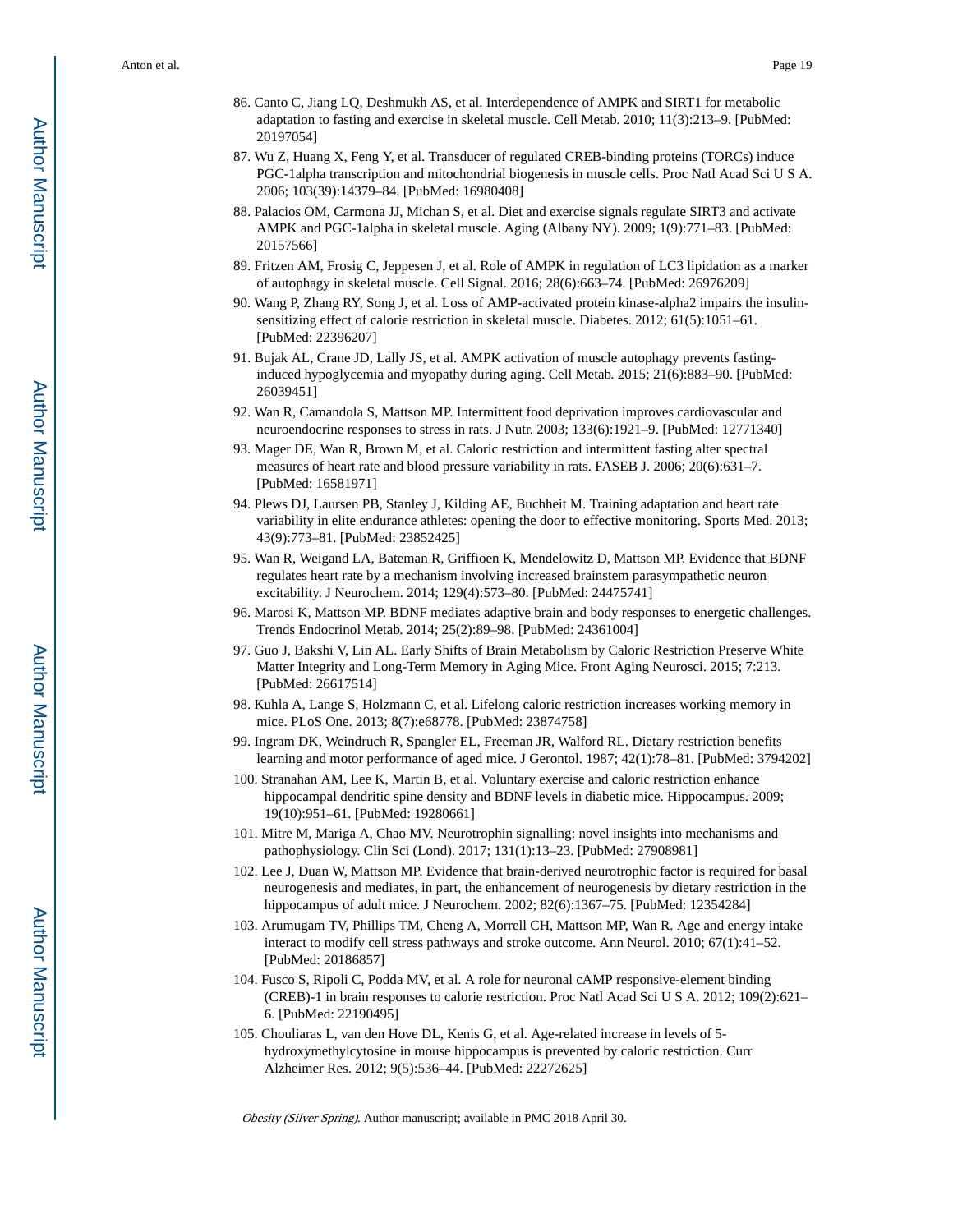86. Canto C, Jiang LQ, Deshmukh AS, et al. Interdependence of AMPK and SIRT1 for metabolic adaptation to fasting and exercise in skeletal muscle. Cell Metab. 2010; 11(3):213–9. [PubMed: 20197054]
87. Wu Z, Huang X, Feng Y, et al. Transducer of regulated CREB-binding proteins (TORCs) induce PGC-1alpha transcription and mitochondrial biogenesis in muscle cells. Proc Natl Acad Sci U S A. 2006; 103(39):14379–84. [PubMed: 16980408]
88. Palacios OM, Carmona JJ, Michan S, et al. Diet and exercise signals regulate SIRT3 and activate AMPK and PGC-1alpha in skeletal muscle. Aging (Albany NY). 2009; 1(9):771–83. [PubMed: 20157566]
89. Fritzen AM, Frosig C, Jeppesen J, et al. Role of AMPK in regulation of LC3 lipidation as a marker of autophagy in skeletal muscle. Cell Signal. 2016; 28(6):663–74. [PubMed: 26976209]
90. Wang P, Zhang RY, Song J, et al. Loss of AMP-activated protein kinase-alpha2 impairs the insulin-sensitizing effect of calorie restriction in skeletal muscle. Diabetes. 2012; 61(5):1051–61. [PubMed: 22396207]
91. Bujak AL, Crane JD, Lally JS, et al. AMPK activation of muscle autophagy prevents fasting-induced hypoglycemia and myopathy during aging. Cell Metab. 2015; 21(6):883–90. [PubMed: 26039451]
92. Wan R, Camandola S, Mattson MP. Intermittent food deprivation improves cardiovascular and neuroendocrine responses to stress in rats. J Nutr. 2003; 133(6):1921–9. [PubMed: 12771340]
93. Mager DE, Wan R, Brown M, et al. Caloric restriction and intermittent fasting alter spectral measures of heart rate and blood pressure variability in rats. FASEB J. 2006; 20(6):631–7. [PubMed: 16581971]
94. Plews DJ, Laursen PB, Stanley J, Kilding AE, Buchheit M. Training adaptation and heart rate variability in elite endurance athletes: opening the door to effective monitoring. Sports Med. 2013; 43(9):773–81. [PubMed: 23852425]
95. Wan R, Weigand LA, Bateman R, Griffioen K, Mendelowitz D, Mattson MP. Evidence that BDNF regulates heart rate by a mechanism involving increased brainstem parasympathetic neuron excitability. J Neurochem. 2014; 129(4):573–80. [PubMed: 24475741]
96. Marosi K, Mattson MP. BDNF mediates adaptive brain and body responses to energetic challenges. Trends Endocrinol Metab. 2014; 25(2):89–98. [PubMed: 24361004]
97. Guo J, Bakshi V, Lin AL. Early Shifts of Brain Metabolism by Caloric Restriction Preserve White Matter Integrity and Long-Term Memory in Aging Mice. Front Aging Neurosci. 2015; 7:213. [PubMed: 26617514]
98. Kuhla A, Lange S, Holzmann C, et al. Lifelong caloric restriction increases working memory in mice. PLoS One. 2013; 8(7):e68778. [PubMed: 23874758]
99. Ingram DK, Weindruch R, Spangler EL, Freeman JR, Walford RL. Dietary restriction benefits learning and motor performance of aged mice. J Gerontol. 1987; 42(1):78–81. [PubMed: 3794202]
100. Stranahan AM, Lee K, Martin B, et al. Voluntary exercise and caloric restriction enhance hippocampal dendritic spine density and BDNF levels in diabetic mice. Hippocampus. 2009; 19(10):951–61. [PubMed: 19280661]
101. Mitre M, Mariga A, Chao MV. Neurotrophin signalling: novel insights into mechanisms and pathophysiology. Clin Sci (Lond). 2017; 131(1):13–23. [PubMed: 27908981]
102. Lee J, Duan W, Mattson MP. Evidence that brain-derived neurotrophic factor is required for basal neurogenesis and mediates, in part, the enhancement of neurogenesis by dietary restriction in the hippocampus of adult mice. J Neurochem. 2002; 82(6):1367–75. [PubMed: 12354284]
103. Arumugam TV, Phillips TM, Cheng A, Morrell CH, Mattson MP, Wan R. Age and energy intake interact to modify cell stress pathways and stroke outcome. Ann Neurol. 2010; 67(1):41–52. [PubMed: 20186857]
104. Fusco S, Ripoli C, Podda MV, et al. A role for neuronal cAMP responsive-element binding (CREB)-1 in brain responses to calorie restriction. Proc Natl Acad Sci U S A. 2012; 109(2):621–6. [PubMed: 22190495]
105. Chouliaras L, van den Hove DL, Kenis G, et al. Age-related increase in levels of 5-hydroxymethylcytosine in mouse hippocampus is prevented by caloric restriction. Curr Alzheimer Res. 2012; 9(5):536–44. [PubMed: 22272625]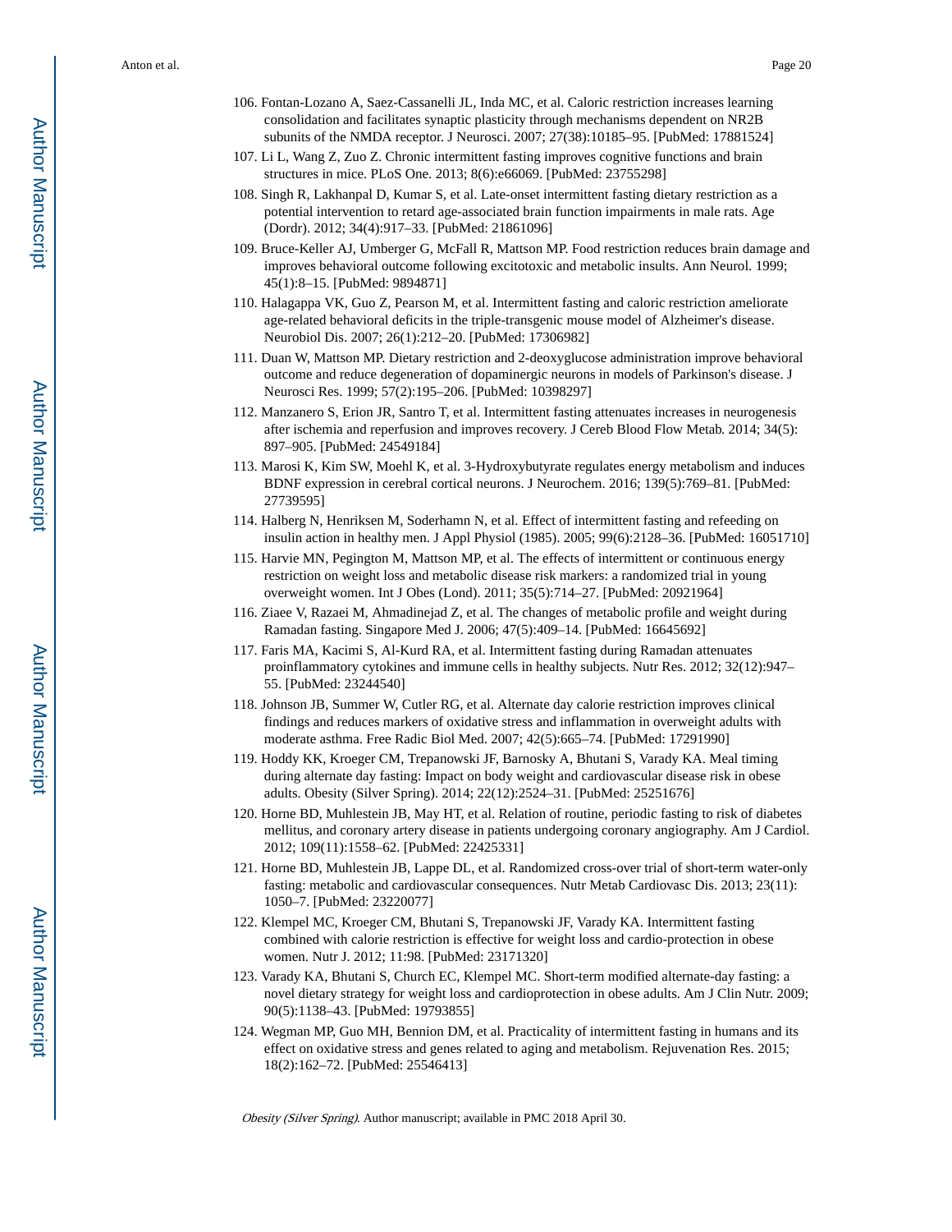106. Fontan-Lozano A, Saez-Cassanelli JL, Inda MC, et al. Caloric restriction increases learning consolidation and facilitates synaptic plasticity through mechanisms dependent on NR2B subunits of the NMDA receptor. J Neurosci. 2007; 27(38):10185–95. [PubMed: 17881524]
107. Li L, Wang Z, Zuo Z. Chronic intermittent fasting improves cognitive functions and brain structures in mice. PLoS One. 2013; 8(6):e66069. [PubMed: 23755298]
108. Singh R, Lakhanpal D, Kumar S, et al. Late-onset intermittent fasting dietary restriction as a potential intervention to retard age-associated brain function impairments in male rats. Age (Dordr). 2012; 34(4):917–33. [PubMed: 21861096]
109. Bruce-Keller AJ, Umberger G, McFall R, Mattson MP. Food restriction reduces brain damage and improves behavioral outcome following excitotoxic and metabolic insults. Ann Neurol. 1999; 45(1):8–15. [PubMed: 9894871]
110. Halagappa VK, Guo Z, Pearson M, et al. Intermittent fasting and caloric restriction ameliorate age-related behavioral deficits in the triple-transgenic mouse model of Alzheimer's disease. Neurobiol Dis. 2007; 26(1):212–20. [PubMed: 17306982]
111. Duan W, Mattson MP. Dietary restriction and 2-deoxyglucose administration improve behavioral outcome and reduce degeneration of dopaminergic neurons in models of Parkinson's disease. J Neurosci Res. 1999; 57(2):195–206. [PubMed: 10398297]
112. Manzanero S, Erion JR, Santro T, et al. Intermittent fasting attenuates increases in neurogenesis after ischemia and reperfusion and improves recovery. J Cereb Blood Flow Metab. 2014; 34(5): 897–905. [PubMed: 24549184]
113. Marosi K, Kim SW, Moehl K, et al. 3-Hydroxybutyrate regulates energy metabolism and induces BDNF expression in cerebral cortical neurons. J Neurochem. 2016; 139(5):769–81. [PubMed: 27739595]
114. Halberg N, Henriksen M, Soderhamn N, et al. Effect of intermittent fasting and refeeding on insulin action in healthy men. J Appl Physiol (1985). 2005; 99(6):2128–36. [PubMed: 16051710]
115. Harvie MN, Pegington M, Mattson MP, et al. The effects of intermittent or continuous energy restriction on weight loss and metabolic disease risk markers: a randomized trial in young overweight women. Int J Obes (Lond). 2011; 35(5):714–27. [PubMed: 20921964]
116. Ziaee V, Razaei M, Ahmadinejad Z, et al. The changes of metabolic profile and weight during Ramadan fasting. Singapore Med J. 2006; 47(5):409–14. [PubMed: 16645692]
117. Faris MA, Kacimi S, Al-Kurd RA, et al. Intermittent fasting during Ramadan attenuates proinflammatory cytokines and immune cells in healthy subjects. Nutr Res. 2012; 32(12):947–55. [PubMed: 23244540]
118. Johnson JB, Summer W, Cutler RG, et al. Alternate day calorie restriction improves clinical findings and reduces markers of oxidative stress and inflammation in overweight adults with moderate asthma. Free Radic Biol Med. 2007; 42(5):665–74. [PubMed: 17291990]
119. Hoddy KK, Kroeger CM, Trepanowski JF, Barnosky A, Bhutani S, Varady KA. Meal timing during alternate day fasting: Impact on body weight and cardiovascular disease risk in obese adults. Obesity (Silver Spring). 2014; 22(12):2524–31. [PubMed: 25251676]
120. Horne BD, Muhlestein JB, May HT, et al. Relation of routine, periodic fasting to risk of diabetes mellitus, and coronary artery disease in patients undergoing coronary angiography. Am J Cardiol. 2012; 109(11):1558–62. [PubMed: 22425331]
121. Horne BD, Muhlestein JB, Lappe DL, et al. Randomized cross-over trial of short-term water-only fasting: metabolic and cardiovascular consequences. Nutr Metab Cardiovasc Dis. 2013; 23(11): 1050–7. [PubMed: 23220077]
122. Klempel MC, Kroeger CM, Bhutani S, Trepanowski JF, Varady KA. Intermittent fasting combined with calorie restriction is effective for weight loss and cardio-protection in obese women. Nutr J. 2012; 11:98. [PubMed: 23171320]
123. Varady KA, Bhutani S, Church EC, Klempel MC. Short-term modified alternate-day fasting: a novel dietary strategy for weight loss and cardioprotection in obese adults. Am J Clin Nutr. 2009; 90(5):1138–43. [PubMed: 19793855]
124. Wegman MP, Guo MH, Bennion DM, et al. Practicality of intermittent fasting in humans and its effect on oxidative stress and genes related to aging and metabolism. Rejuvenation Res. 2015; 18(2):162–72. [PubMed: 25546413]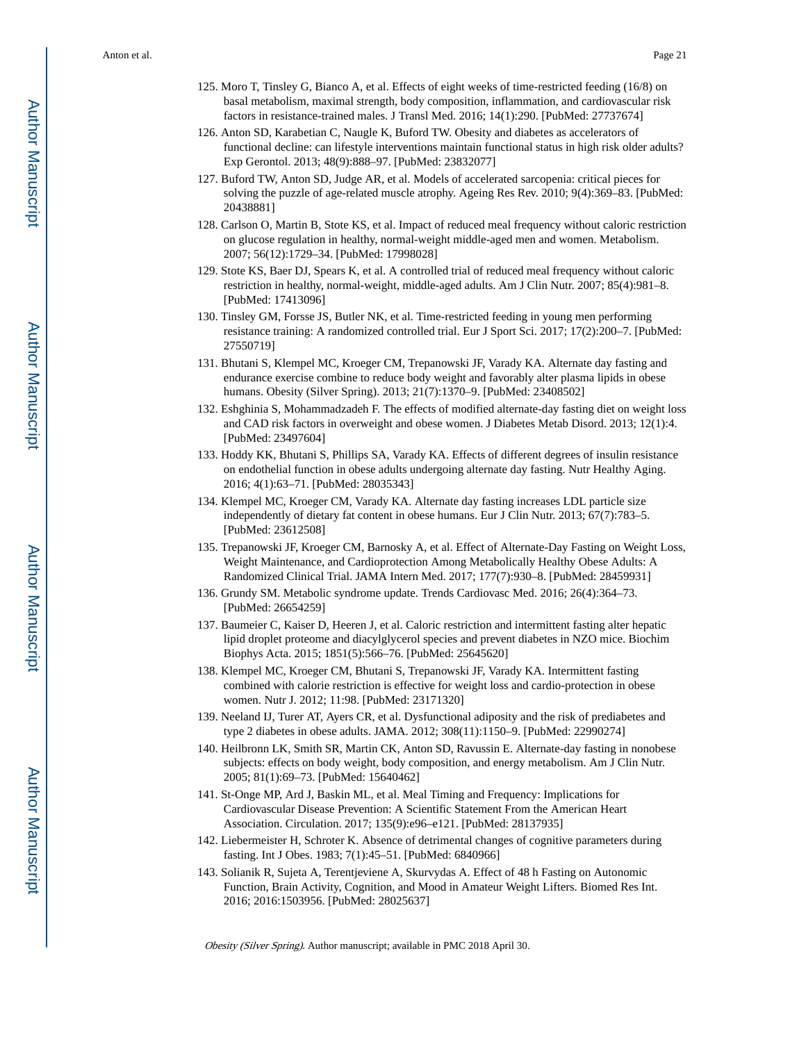125. Moro T, Tinsley G, Bianco A, et al. Effects of eight weeks of time-restricted feeding (16/8) on basal metabolism, maximal strength, body composition, inflammation, and cardiovascular risk factors in resistance-trained males. J Transl Med. 2016; 14(1):290. [PubMed: 27737674]
126. Anton SD, Karabetian C, Naugle K, Buford TW. Obesity and diabetes as accelerators of functional decline: can lifestyle interventions maintain functional status in high risk older adults? Exp Gerontol. 2013; 48(9):888–97. [PubMed: 23832077]
127. Buford TW, Anton SD, Judge AR, et al. Models of accelerated sarcopenia: critical pieces for solving the puzzle of age-related muscle atrophy. Ageing Res Rev. 2010; 9(4):369–83. [PubMed: 20438881]
128. Carlson O, Martin B, Stote KS, et al. Impact of reduced meal frequency without caloric restriction on glucose regulation in healthy, normal-weight middle-aged men and women. Metabolism. 2007; 56(12):1729–34. [PubMed: 17998028]
129. Stote KS, Baer DJ, Spears K, et al. A controlled trial of reduced meal frequency without caloric restriction in healthy, normal-weight, middle-aged adults. Am J Clin Nutr. 2007; 85(4):981–8. [PubMed: 17413096]
130. Tinsley GM, Forsse JS, Butler NK, et al. Time-restricted feeding in young men performing resistance training: A randomized controlled trial. Eur J Sport Sci. 2017; 17(2):200–7. [PubMed: 27550719]
131. Bhutani S, Klempel MC, Kroeger CM, Trepanowski JF, Varady KA. Alternate day fasting and endurance exercise combine to reduce body weight and favorably alter plasma lipids in obese humans. Obesity (Silver Spring). 2013; 21(7):1370–9. [PubMed: 23408502]
132. Eshghinia S, Mohammadzadeh F. The effects of modified alternate-day fasting diet on weight loss and CAD risk factors in overweight and obese women. J Diabetes Metab Disord. 2013; 12(1):4. [PubMed: 23497604]
133. Hoddy KK, Bhutani S, Phillips SA, Varady KA. Effects of different degrees of insulin resistance on endothelial function in obese adults undergoing alternate day fasting. Nutr Healthy Aging. 2016; 4(1):63–71. [PubMed: 28035343]
134. Klempel MC, Kroeger CM, Varady KA. Alternate day fasting increases LDL particle size independently of dietary fat content in obese humans. Eur J Clin Nutr. 2013; 67(7):783–5. [PubMed: 23612508]
135. Trepanowski JF, Kroeger CM, Barnosky A, et al. Effect of Alternate-Day Fasting on Weight Loss, Weight Maintenance, and Cardioprotection Among Metabolically Healthy Obese Adults: A Randomized Clinical Trial. JAMA Intern Med. 2017; 177(7):930–8. [PubMed: 28459931]
136. Grundy SM. Metabolic syndrome update. Trends Cardiovasc Med. 2016; 26(4):364–73. [PubMed: 26654259]
137. Baumeier C, Kaiser D, Heeren J, et al. Caloric restriction and intermittent fasting alter hepatic lipid droplet proteome and diacylglycerol species and prevent diabetes in NZO mice. Biochim Biophys Acta. 2015; 1851(5):566–76. [PubMed: 25645620]
138. Klempel MC, Kroeger CM, Bhutani S, Trepanowski JF, Varady KA. Intermittent fasting combined with calorie restriction is effective for weight loss and cardio-protection in obese women. Nutr J. 2012; 11:98. [PubMed: 23171320]
139. Neeland IJ, Turer AT, Ayers CR, et al. Dysfunctional adiposity and the risk of prediabetes and type 2 diabetes in obese adults. JAMA. 2012; 308(11):1150–9. [PubMed: 22990274]
140. Heilbronn LK, Smith SR, Martin CK, Anton SD, Ravussin E. Alternate-day fasting in nonobese subjects: effects on body weight, body composition, and energy metabolism. Am J Clin Nutr. 2005; 81(1):69–73. [PubMed: 15640462]
141. St-Onge MP, Ard J, Baskin ML, et al. Meal Timing and Frequency: Implications for Cardiovascular Disease Prevention: A Scientific Statement From the American Heart Association. Circulation. 2017; 135(9):e96–e121. [PubMed: 28137935]
142. Liebermeister H, Schroter K. Absence of detrimental changes of cognitive parameters during fasting. Int J Obes. 1983; 7(1):45–51. [PubMed: 6840966]
143. Solianik R, Sujeta A, Terentjeviene A, Skurvydas A. Effect of 48 h Fasting on Autonomic Function, Brain Activity, Cognition, and Mood in Amateur Weight Lifters. Biomed Res Int. 2016; 2016:1503956. [PubMed: 28025637]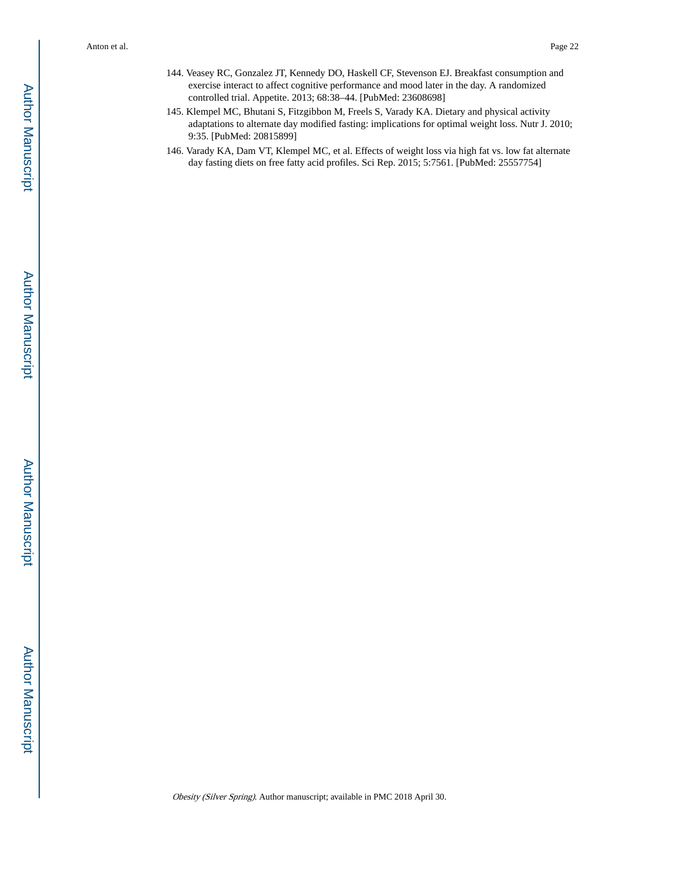144. Veasey RC, Gonzalez JT, Kennedy DO, Haskell CF, Stevenson EJ. Breakfast consumption and exercise interact to affect cognitive performance and mood later in the day. A randomized controlled trial. Appetite. 2013; 68:38–44. [PubMed: 23608698]

145. Klempel MC, Bhutani S, Fitzgibbon M, Freels S, Varady KA. Dietary and physical activity adaptations to alternate day modified fasting: implications for optimal weight loss. Nutr J. 2010; 9:35. [PubMed: 20815899]

146. Varady KA, Dam VT, Klempel MC, et al. Effects of weight loss via high fat vs. low fat alternate day fasting diets on free fatty acid profiles. Sci Rep. 2015; 5:7561. [PubMed: 25557754]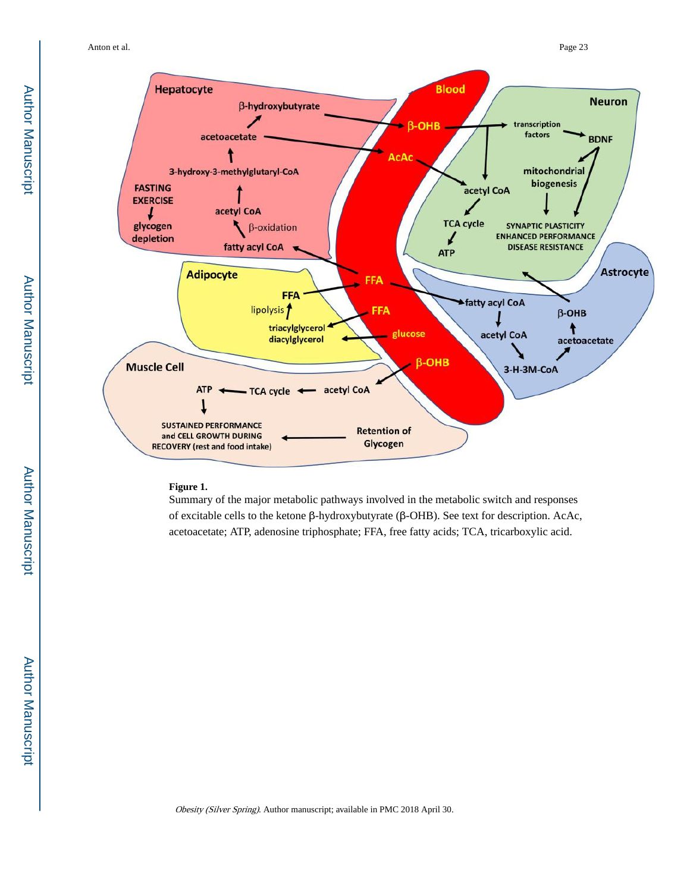**Figure 1.**

Summary of the major metabolic pathways involved in the metabolic switch and responses of excitable cells to the ketone β-hydroxybutyrate (β-OHB). See text for description. AcAc, acetoacetate; ATP, adenosine triphosphate; FFA, free fatty acids; TCA, tricarboxylic acid.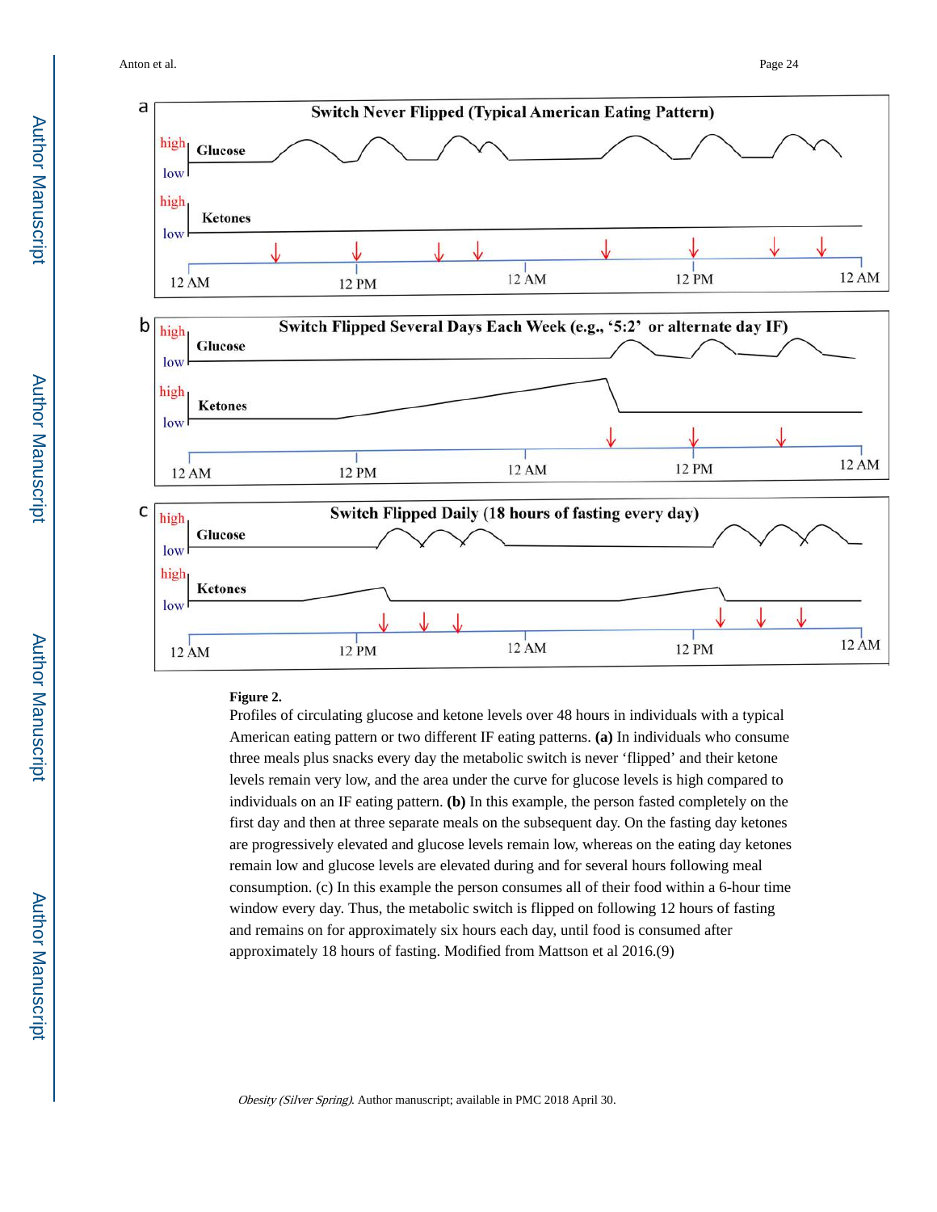**Figure 2.**

Profiles of circulating glucose and ketone levels over 48 hours in individuals with a typical American eating pattern or two different IF eating patterns. **(a)** In individuals who consume three meals plus snacks every day the metabolic switch is never 'flipped' and their ketone levels remain very low, and the area under the curve for glucose levels is high compared to individuals on an IF eating pattern. **(b)** In this example, the person fasted completely on the first day and then at three separate meals on the subsequent day. On the fasting day ketones are progressively elevated and glucose levels remain low, whereas on the eating day ketones remain low and glucose levels are elevated during and for several hours following meal consumption. (c) In this example the person consumes all of their food within a 6-hour time window every day. Thus, the metabolic switch is flipped on following 12 hours of fasting and remains on for approximately six hours each day, until food is consumed after approximately 18 hours of fasting. Modified from Mattson et al 2016.(9)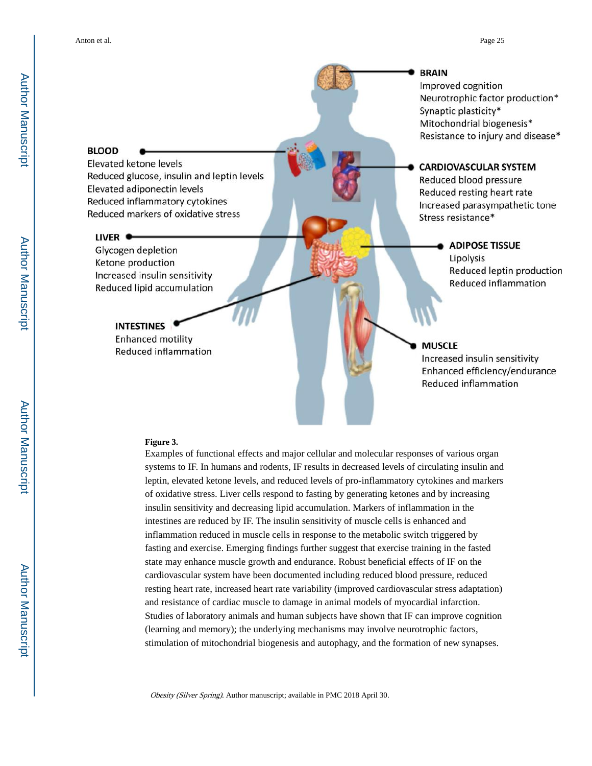**BRAIN**
Improved cognition
Neurotrophic factor production*
Synaptic plasticity*
Mitochondrial biogenesis*
Resistance to injury and disease*

**BLOOD**
Elevated ketone levels
Reduced glucose, insulin and leptin levels
Elevated adiponectin levels
Reduced inflammatory cytokines
Reduced markers of oxidative stress

**CARDIOVASCULAR SYSTEM**
Reduced blood pressure
Reduced resting heart rate
Increased parasympathetic tone
Stress resistance*

**LIVER**
Glycogen depletion
Ketone production
Increased insulin sensitivity
Reduced lipid accumulation

**ADIPOSE TISSUE**
Lipolysis
Reduced leptin production
Reduced inflammation

**INTESTINES**
Enhanced motility
Reduced inflammation

**MUSCLE**
Increased insulin sensitivity
Enhanced efficiency/endurance
Reduced inflammation

**Figure 3.**

Examples of functional effects and major cellular and molecular responses of various organ systems to IF. In humans and rodents, IF results in decreased levels of circulating insulin and leptin, elevated ketone levels, and reduced levels of pro-inflammatory cytokines and markers of oxidative stress. Liver cells respond to fasting by generating ketones and by increasing insulin sensitivity and decreasing lipid accumulation. Markers of inflammation in the intestines are reduced by IF. The insulin sensitivity of muscle cells is enhanced and inflammation reduced in muscle cells in response to the metabolic switch triggered by fasting and exercise. Emerging findings further suggest that exercise training in the fasted state may enhance muscle growth and endurance. Robust beneficial effects of IF on the cardiovascular system have been documented including reduced blood pressure, reduced resting heart rate, increased heart rate variability (improved cardiovascular stress adaptation) and resistance of cardiac muscle to damage in animal models of myocardial infarction. Studies of laboratory animals and human subjects have shown that IF can improve cognition (learning and memory); the underlying mechanisms may involve neurotrophic factors, stimulation of mitochondrial biogenesis and autophagy, and the formation of new synapses.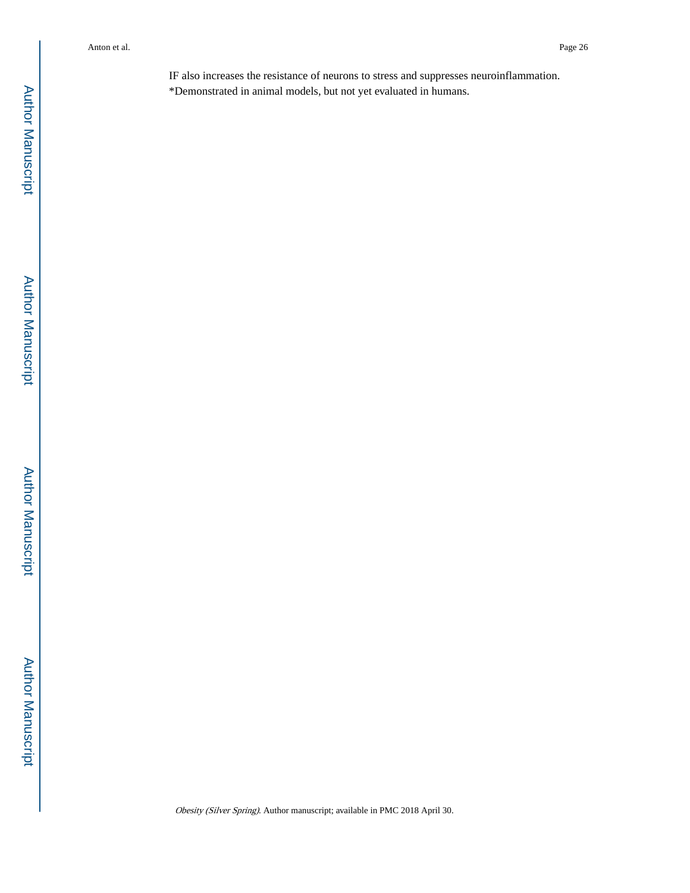IF also increases the resistance of neurons to stress and suppresses neuroinflammation.

*Demonstrated in animal models, but not yet evaluated in humans.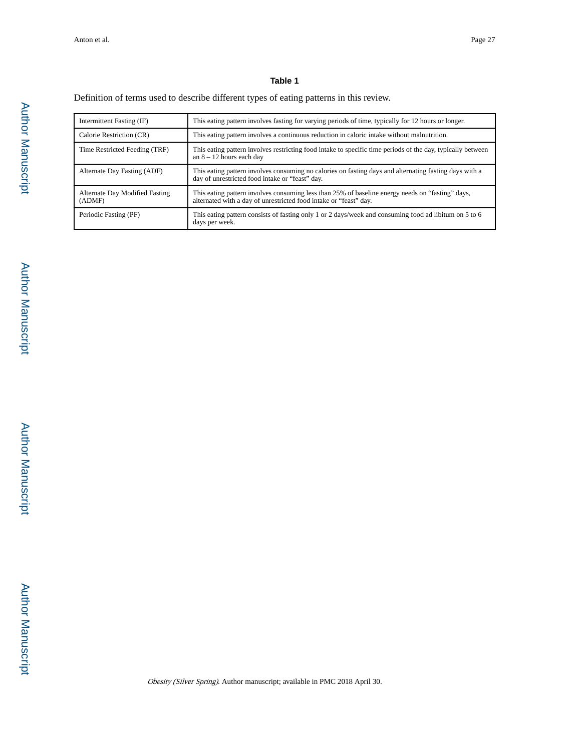**Table 1**

Definition of terms used to describe different types of eating patterns in this review.

| Term | Definition |
|---|---|
| Intermittent Fasting (IF) | This eating pattern involves fasting for varying periods of time, typically for 12 hours or longer. |
| Calorie Restriction (CR) | This eating pattern involves a continuous reduction in caloric intake without malnutrition. |
| Time Restricted Feeding (TRF) | This eating pattern involves restricting food intake to specific time periods of the day, typically between an 8 – 12 hours each day |
| Alternate Day Fasting (ADF) | This eating pattern involves consuming no calories on fasting days and alternating fasting days with a day of unrestricted food intake or "feast" day. |
| Alternate Day Modified Fasting (ADMF) | This eating pattern involves consuming less than 25% of baseline energy needs on "fasting" days, alternated with a day of unrestricted food intake or "feast" day. |
| Periodic Fasting (PF) | This eating pattern consists of fasting only 1 or 2 days/week and consuming food ad libitum on 5 to 6 days per week. |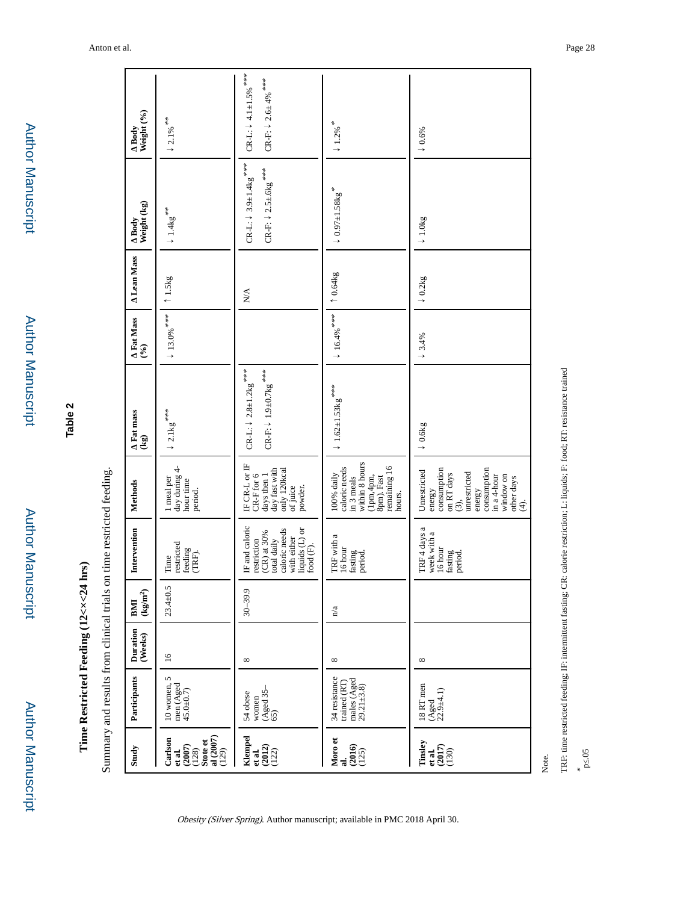**Table 2**

**Time Restricted Feeding (12<×<24 hrs)**

Summary and results from clinical trials on time restricted feeding.

| Study | Participants | Duration (Weeks) | BMI (kg/m²) | Intervention | Methods | Δ Fat mass (kg) | Δ Fat Mass (%) | Δ Lean Mass | Δ Body Weight (kg) | Δ Body Weight (%) |
|---|---|---|---|---|---|---|---|---|---|---|
| **Carlson et al. (2007)** (128) **Stote et al (2007)** (129) | 10 women, 5 men (Aged 45.0±0.7) | 16 | 23.4±0.5 | Time restricted feeding (TRF). | 1 meal per day during 4-hour time period. | ↓ 2.1kg*** | ↓ 13.0%*** | ↑ 1.5kg | ↓ 1.4kg** | ↓ 2.1%** |
| **Klempel et al. (2012)** (122) | 54 obese women (Aged 35–65) | 8 | 30–39.9 | IF and caloric restriction (CR) at 30% total daily caloric needs with either liquids (L) or food (F). | IF CR-L or IF CR-F for 6 days then 1 day fast with only 120kcal of juice powder. | CR-L: ↓ 2.8±1.2kg*** CR-F: ↓ 1.9±0.7kg*** | | N/A | CR-L: ↓ 3.9±1.4kg*** CR-F: ↓ 2.5±.6kg*** | CR-L: ↓ 4.1±1.5%*** CR-F: ↓ 2.6± 4%*** |
| **Moro et al. (2016)** (125) | 34 resistance trained (RT) males (Aged 29.21±3.8) | 8 | n/a | TRF with a 16 hour fasting period. | 100% daily caloric needs in 3 meals within 8 hours (1pm,4pm, 8pm). Fast remaining 16 hours. | ↓ 1.62±1.53kg*** | ↓ 16.4%*** | ↑ 0.64kg | ↓ 0.97±1.58kg* | ↓ 1.2%* |
| **Tinsley et al. (2017)** (130) | 18 RT men (Aged 22.9±4.1) | 8 | | TRF 4 days a week with a 16 hour fasting period. | Unrestricted energy consumption on RT days (3), unrestricted energy consumption in a 4-hour window on other days (4). | ↓ 0.6kg | ↓ 3.4% | ↓ 0.2kg | ↓ 1.0kg | ↓ 0.6% |

Note.

TRF: time restricted feeding; IF: intermittent fasting; CR: calorie restriction; L: liquids; F: food; RT: resistance trained

\* p≤.05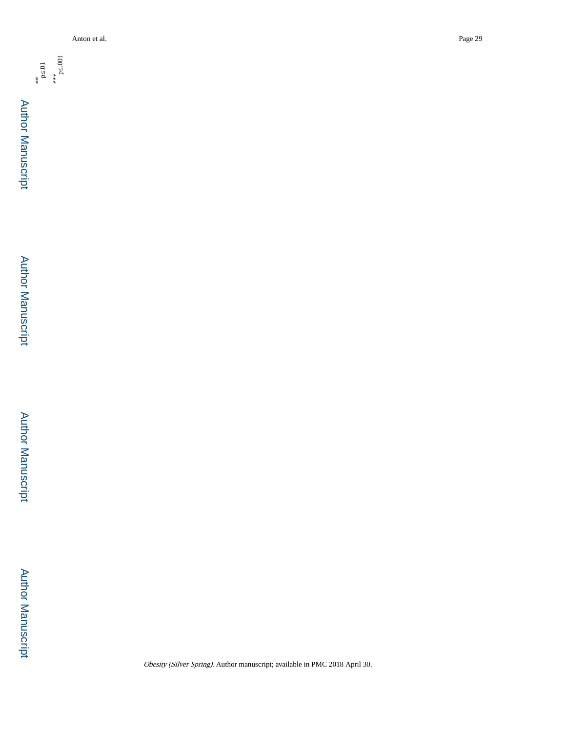** p≤.01

*** p≤.001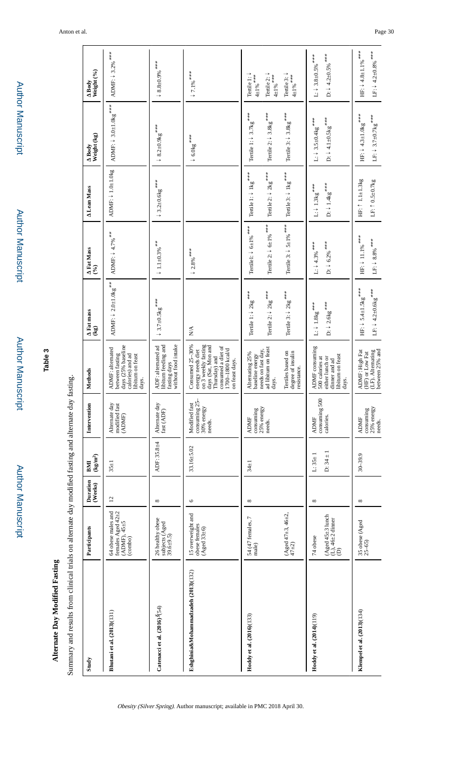## Table 3

**Alternate Day Modified Fasting**

Summary and results from clinical trials on alternate day modified fasting and alternate day fasting.

| Study | Participants | Duration (Weeks) | BMI (kg/m²) | Intervention | Methods | Δ Fat mass (kg) | Δ Fat Mass (%) | Δ Lean Mass | Δ Body Weight (kg) | Δ Body Weight (%) |
|---|---|---|---|---|---|---|---|---|---|---|
| **Bhutani et al. (2013)**(131) | 64 obese males and females Aged 42±2 (ADMF), 45±5 (combo) | 12 | 35±1 | Alternate day modified fast (ADMF) | ADMF: alternated between fasting days (25% baseline calories) and ad libitum on feast days. | ADMF: ↓ 2.0±1.0kg** | ADMF: ↓ 4.7%** | ADMF: ↓ 1.0±1.0kg | ADMF: ↓ 3.0±1.0kg*** | ADMF: ↓ 3.2%*** |
| **Catenacci et al. (2016)**§(54) | 26 healthy obese subjects (Aged 39.6±9.5) | 8 | ADF: 35.8±4 | Alternate day fast (ADF) | ADF alternated ad libitum feeding and fasting days without food intake | ↓ 3.7±0.5kg*** | ↓ 1.1±0.3%** | ↓ 3.2±0.6kg*** | ↓ 8.2±0.9kg*** | ↓ 8.8±0.9%*** |
| **Eshghinia&Mohammadzadeh (2013)**(132) | 15 overweight and obese females (Aged 33±6) | 6 | 33.16±5.02 | Modified fast consuming 25–30% energy needs. | Consumed 25–30% energy needs diet on 3 weekly fasting days (Sat, Mon and Thursday) and consumed a diet of 1700–1800 kcal/d on feast days. | N/A | ↓ 2.8%*** | | ↓ 6.0kg*** | ↓ 7.1%*** |
| **Hoddy et al. (2016)**(133) | 54 (47 females, 7 male) (Aged 47±3, 46±2, 47±2) | 8 | 34±1 | ADMF consuming 25% energy needs. | Alternating 25% baseline energy needs on fast day, ad libitum on feast days. Tertiles based on degree of insulin resistance. | Tertile 1: ↓ 2kg*** Tertile 2: ↓ 2kg*** Tertile 3: ↓ 2kg*** | Tertile1: ↓ 6±1%*** Tertile 2: ↓ 6±1%*** Tertile 3: ↓ 5±1%*** | Tertile 1: ↓ 1kg*** Tertile 2: ↓ 2kg*** Tertile 3: ↓ 1kg*** | Tertile 1: ↓ 3.7kg*** Tertile 2: ↓ 3.8kg*** Tertile 3: ↓ 3.8kg*** | Tertile 1: ↓ 4±1%*** Tertile 2: ↓ 4±1%*** Tertile 3: ↓ 4±1%*** |
| **Hoddy et al. (2014)**(119) | 74 obese (Aged 45±3 lunch (L), 46±2 dinner (D) | 8 | L: 35±1 D: 34 ± 1 | ADMF consuming 500 calories. | ADMF consuming 500 calories at either lunch or dinner and ad libitum on feast days. | L: ↓ 1.8kg*** D: ↓ 2.6kg*** | L: ↓ 4.3%*** D: ↓ 6.2%*** | L: ↓ 1.3kg*** D: ↓ 1.4kg*** | L: ↓ 3.5±0.4kg*** D: ↓ 4.1±0.5kg*** | L: ↓ 3.8±0.5%*** D: ↓ 4.2±0.5%*** |
| **Klempel et al. (2013)**(134) | 35 obese (Aged 25–65) | 8 | 30–39.9 | ADMF consuming 25% energy needs. | ADMF: High Fat (HF) or Low Fat (LF). Alternating between 25% and | HF: ↓ 5.4±1.5kg*** LF: ↓ 4.2±0.6kg*** | HF: ↓ 11.1%*** LF: ↓ 8.8%*** | HF: ↑ 1.1±1.3kg LF: ↑ 0.5±0.7kg | HF: ↓ 4.3±1.0kg*** LF: ↓ 3.7±0.7kg*** | HF: ↓ 4.8±1.1%*** LF: ↓ 4.2±0.8%*** |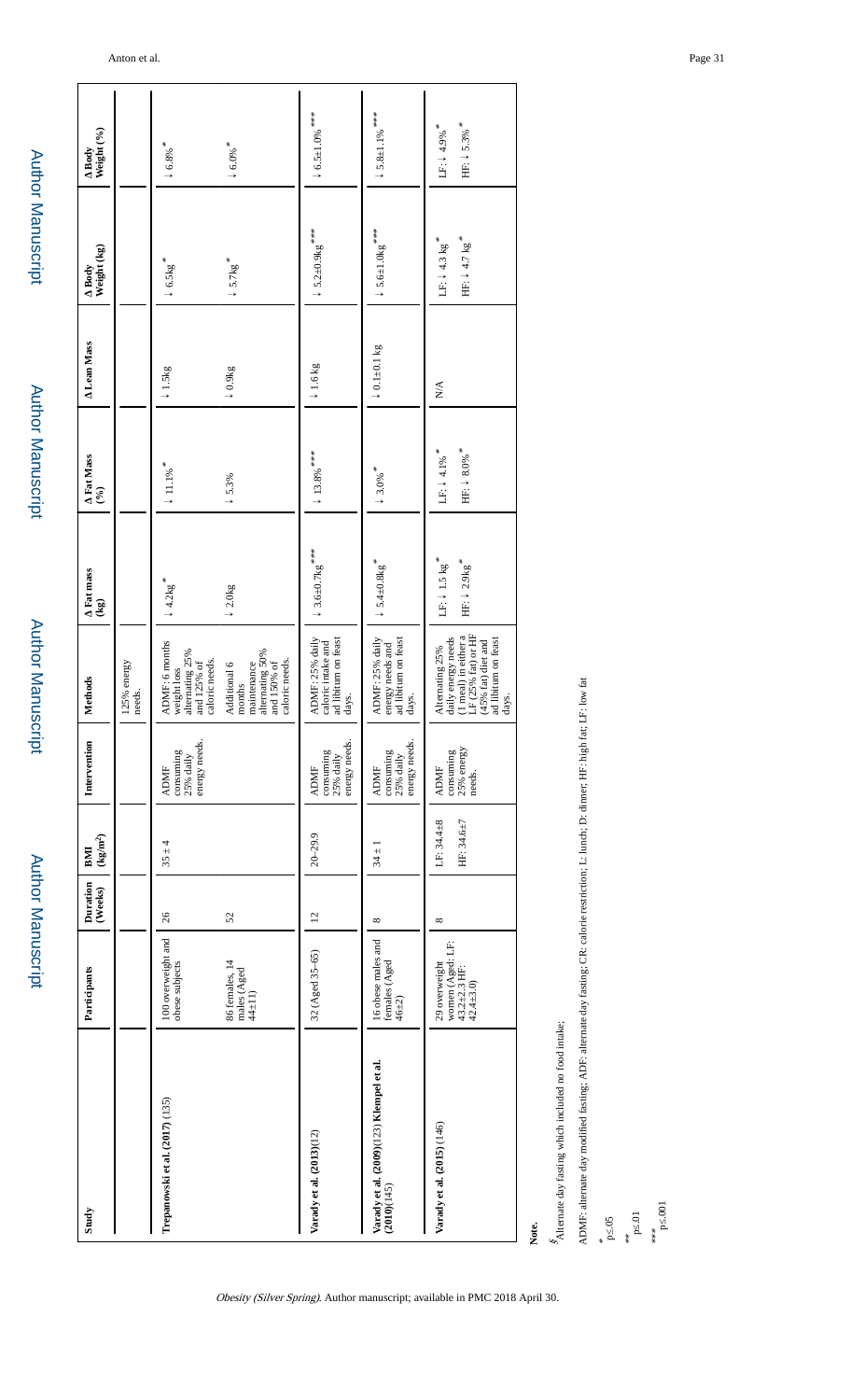| Study | Participants | Duration (Weeks) | BMI (kg/m²) | Intervention | Methods | Δ Fat mass (kg) | Δ Fat Mass (%) | Δ Lean Mass | Δ Body Weight (kg) | Δ Body Weight (%) |
|---|---|---|---|---|---|---|---|---|---|---|
| | | | | | 125% energy needs. | | | | | |
| **Trepanowski et al. (2017)** (135) | 100 overweight and obese subjects | 26 | 35 ± 4 | ADMF consuming 25% daily energy needs. | ADMF: 6 months weight loss alternating 25% and 125% of caloric needs. | ↓ 4.2kg* | ↓ 11.1%* | ↓ 1.5kg | ↓ 6.5kg* | ↓ 6.8%* |
| | 86 females, 14 males (Aged 44±11) | 52 | | | Additional 6 months maintenance alternating 50% and 150% of caloric needs. | ↓ 2.0kg | ↓ 5.3% | ↓ 0.9kg | ↓ 5.7kg* | ↓ 6.0%* |
| **Varady et al. (2013)**(12) | 32 (Aged 35–65) | 12 | 20–29.9 | ADMF consuming 25% daily energy needs. | ADMF: 25% daily caloric intake and ad libitum on feast days. | ↓ 3.6±0.7kg*** | ↓ 13.8%*** | ↓ 1.6 kg | ↓ 5.2±0.9kg*** | ↓ 6.5±1.0%*** |
| **Varady et al. (2009)**(123) **Klempel et al. (2010)**(145) | 16 obese males and females (Aged 46±2) | 8 | 34 ± 1 | ADMF consuming 25% daily energy needs. | ADMF: 25% daily energy needs and ad libitum on feast days. | ↓ 5.4±0.8kg* | ↓ 3.0%* | ↓ 0.1±0.1 kg | ↓ 5.6±1.0kg*** | ↓ 5.8±1.1%*** |
| **Varady et al. (2015)** (146) | 29 overweight women (Aged: LF: 43.2±2.3 HF: 42.4±3.0) | 8 | LF: 34.4±8<br>HF: 34.6±7 | ADMF consuming 25% energy needs. | Alternating 25% daily energy needs (1 meal) in either a LF (25% fat) or HF (45% fat) diet and ad libitum on feast days. | LF: ↓ 1.5 kg*<br>HF: ↓ 2.9kg* | LF: ↓ 4.1%*<br>HF: ↓ 8.0%* | N/A | LF: ↓ 4.3 kg*<br>HF: ↓ 4.7 kg* | LF: ↓ 4.9%*<br>HF: ↓ 5.3%* |

**Note.**

$Alternate day fasting which included no food intake;

ADMF: alternate day modified fasting; ADF: alternate day fasting; CR: calorie restriction; L: lunch; D: dinner; HF: high fat; LF: low fat

\* p≤.05

\*\* p≤.01

\*\*\* p≤.001